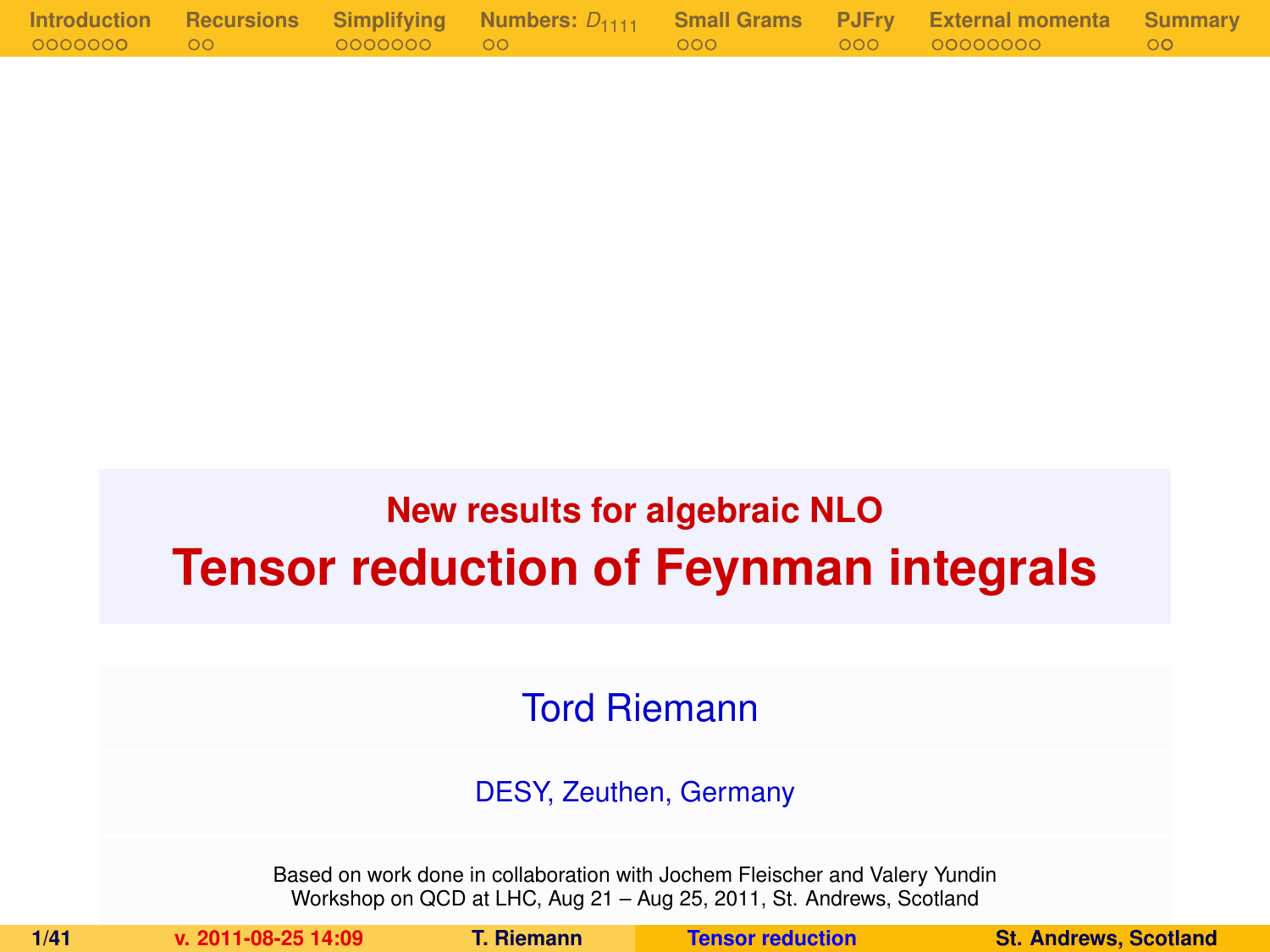## New results for algebraic NLO

# Tensor reduction of Feynman integrals

Tord Riemann

DESY, Zeuthen, Germany

Based on work done in collaboration with Jochem Fleischer and Valery Yundin
Workshop on QCD at LHC, Aug 21 – Aug 25, 2011, St. Andrews, Scotland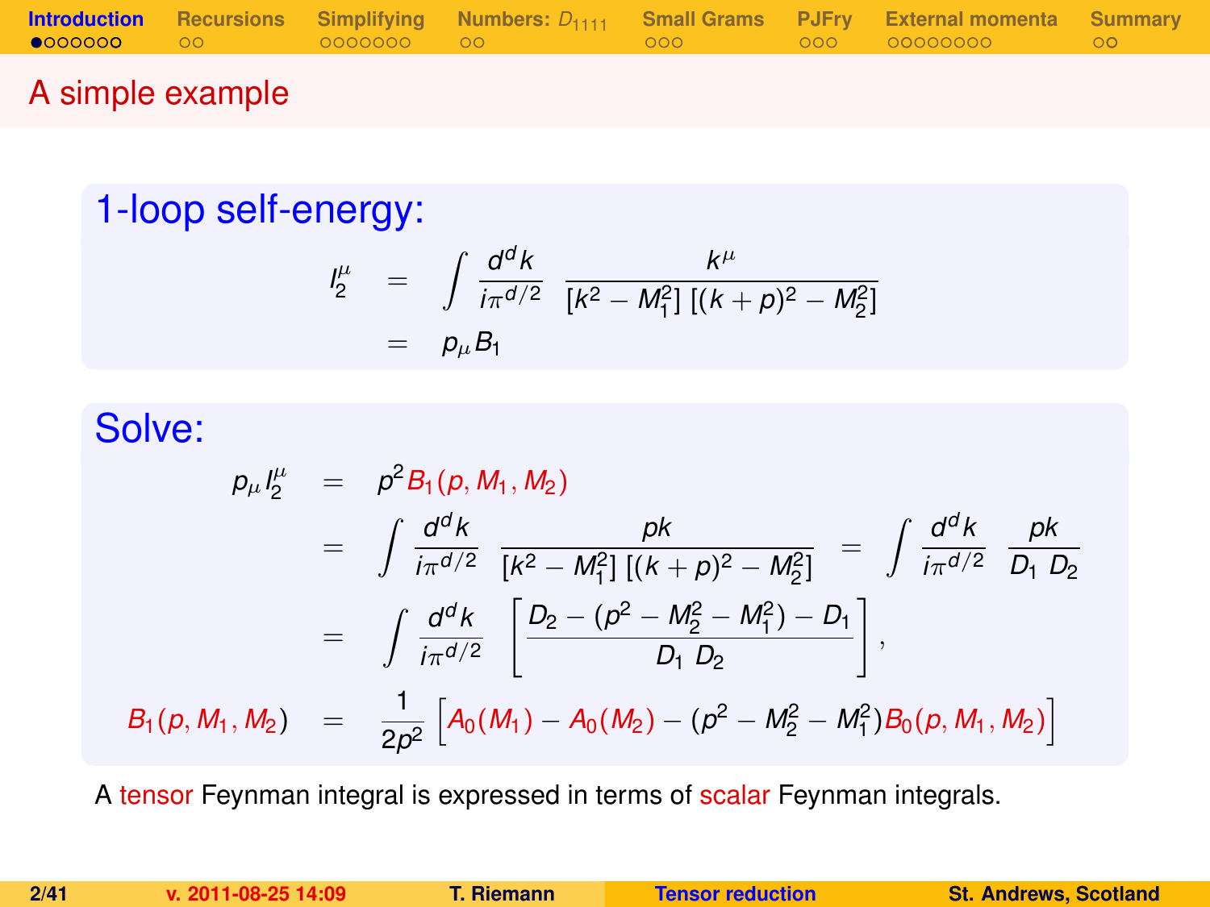## A simple example

### 1-loop self-energy:

$$
\begin{aligned}
I_2^\mu &= \int \frac{d^dk}{i\pi^{d/2}} \; \frac{k^\mu}{[k^2 - M_1^2]\,[(k+p)^2 - M_2^2]} \\
&= p_\mu B_1
\end{aligned}
$$

### Solve:

$$
\begin{aligned}
p_\mu I_2^\mu &= p^2 B_1(p, M_1, M_2) \\
&= \int \frac{d^dk}{i\pi^{d/2}} \; \frac{pk}{[k^2 - M_1^2]\,[(k+p)^2 - M_2^2]} \;=\; \int \frac{d^dk}{i\pi^{d/2}} \; \frac{pk}{D_1 \; D_2} \\
&= \int \frac{d^dk}{i\pi^{d/2}} \left[ \frac{D_2 - (p^2 - M_2^2 - M_1^2) - D_1}{D_1 \; D_2} \right], \\
B_1(p, M_1, M_2) &= \frac{1}{2p^2} \left[ A_0(M_1) - A_0(M_2) - (p^2 - M_2^2 - M_1^2) B_0(p, M_1, M_2) \right]
\end{aligned}
$$

A tensor Feynman integral is expressed in terms of scalar Feynman integrals.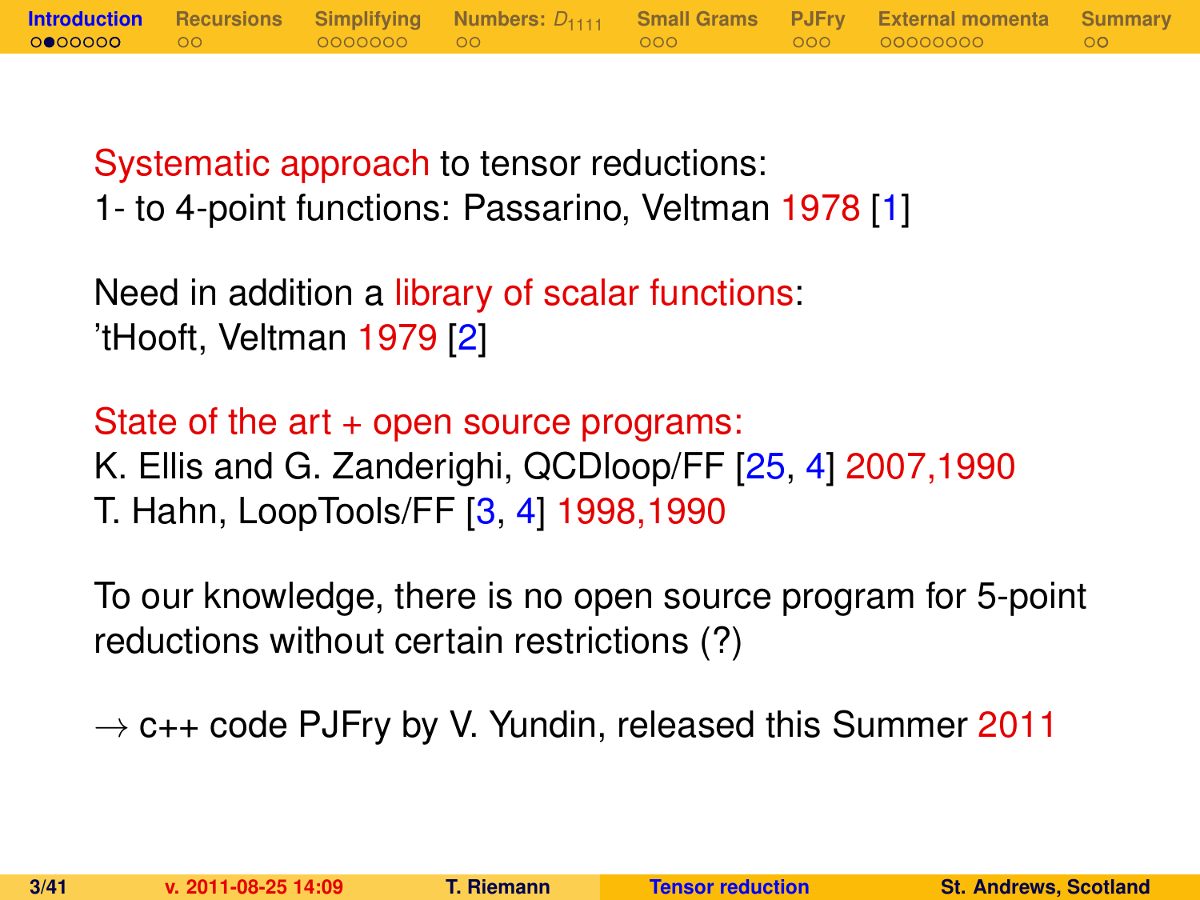Systematic approach to tensor reductions:
1- to 4-point functions: Passarino, Veltman 1978 [1]

Need in addition a library of scalar functions:
'tHooft, Veltman 1979 [2]

State of the art + open source programs:
K. Ellis and G. Zanderighi, QCDloop/FF [25, 4] 2007,1990
T. Hahn, LoopTools/FF [3, 4] 1998,1990

To our knowledge, there is no open source program for 5-point reductions without certain restrictions (?)

→ c++ code PJFry by V. Yundin, released this Summer 2011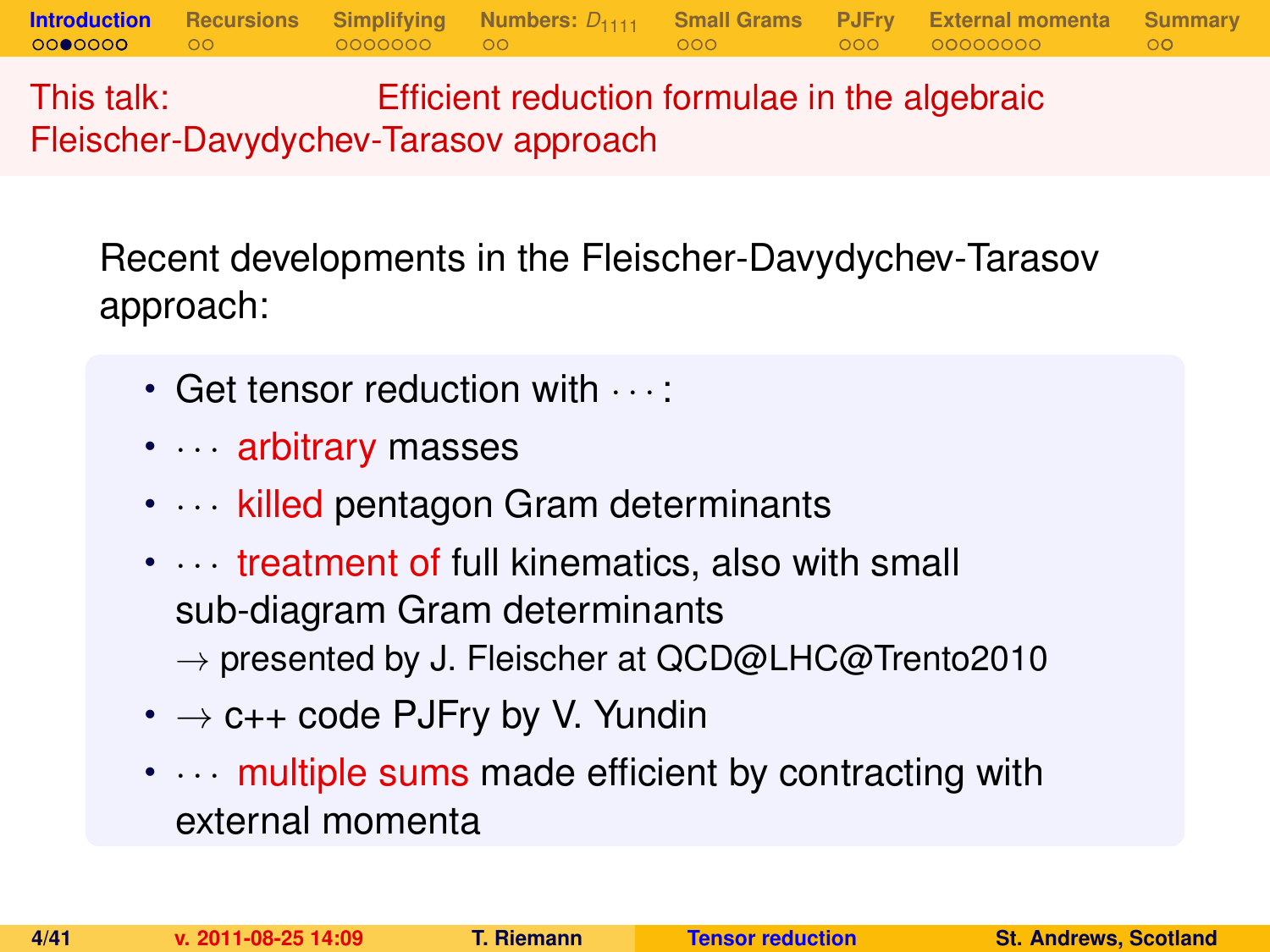## This talk: Efficient reduction formulae in the algebraic Fleischer-Davydychev-Tarasov approach

Recent developments in the Fleischer-Davydychev-Tarasov approach:

- Get tensor reduction with $\cdots$:
- $\cdots$ arbitrary masses
- $\cdots$ killed pentagon Gram determinants
- $\cdots$ treatment of full kinematics, also with small sub-diagram Gram determinants
  $\rightarrow$ presented by J. Fleischer at QCD@LHC@Trento2010
- $\rightarrow$ c++ code PJFry by V. Yundin
- $\cdots$ multiple sums made efficient by contracting with external momenta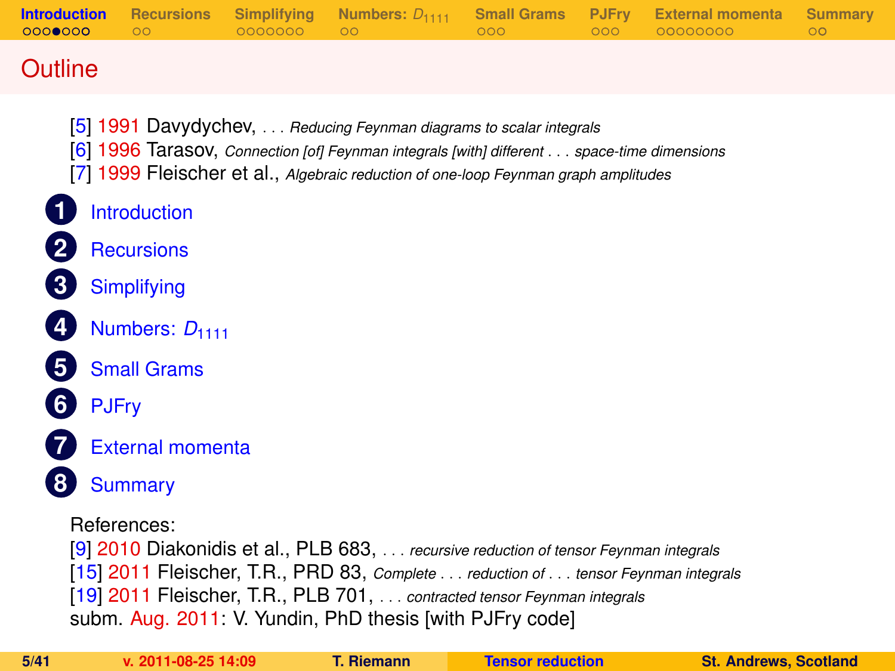# Outline

[5] 1991 Davydychev, . . . *Reducing Feynman diagrams to scalar integrals*
[6] 1996 Tarasov, *Connection [of] Feynman integrals [with] different . . . space-time dimensions*
[7] 1999 Fleischer et al., *Algebraic reduction of one-loop Feynman graph amplitudes*

1. Introduction
2. Recursions
3. Simplifying
4. Numbers: $D_{1111}$
5. Small Grams
6. PJFry
7. External momenta
8. Summary

References:
[9] 2010 Diakonidis et al., PLB 683, . . . *recursive reduction of tensor Feynman integrals*
[15] 2011 Fleischer, T.R., PRD 83, *Complete . . . reduction of . . . tensor Feynman integrals*
[19] 2011 Fleischer, T.R., PLB 701, . . . *contracted tensor Feynman integrals*
subm. Aug. 2011: V. Yundin, PhD thesis [with PJFry code]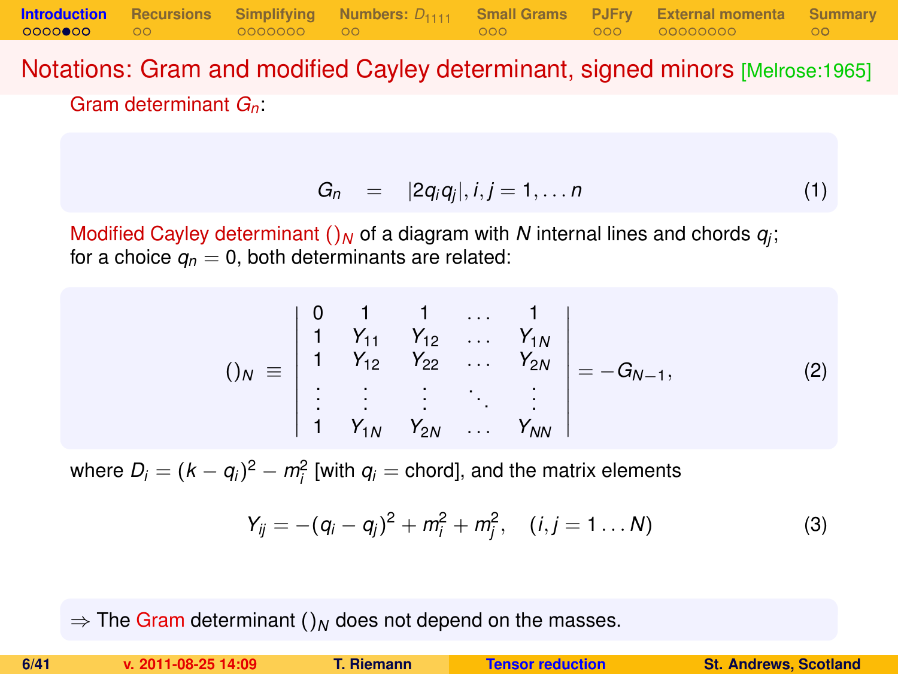## Notations: Gram and modified Cayley determinant, signed minors [Melrose:1965]

Gram determinant $G_n$:

$$G_n \quad = \quad |2q_iq_j|, i,j = 1,\dots n \tag{1}$$

Modified Cayley determinant $()_N$ of a diagram with $N$ internal lines and chords $q_j$;
for a choice $q_n = 0$, both determinants are related:

$$()_N \equiv \begin{vmatrix} 0 & 1 & 1 & \dots & 1 \\ 1 & Y_{11} & Y_{12} & \dots & Y_{1N} \\ 1 & Y_{12} & Y_{22} & \dots & Y_{2N} \\ \vdots & \vdots & \vdots & \ddots & \vdots \\ 1 & Y_{1N} & Y_{2N} & \dots & Y_{NN} \end{vmatrix} = -G_{N-1}, \tag{2}$$

where $D_i = (k - q_i)^2 - m_i^2$ [with $q_i$ = chord], and the matrix elements

$$Y_{ij} = -(q_i - q_j)^2 + m_i^2 + m_j^2, \quad (i,j = 1 \dots N) \tag{3}$$

$\Rightarrow$ The Gram determinant $()_N$ does not depend on the masses.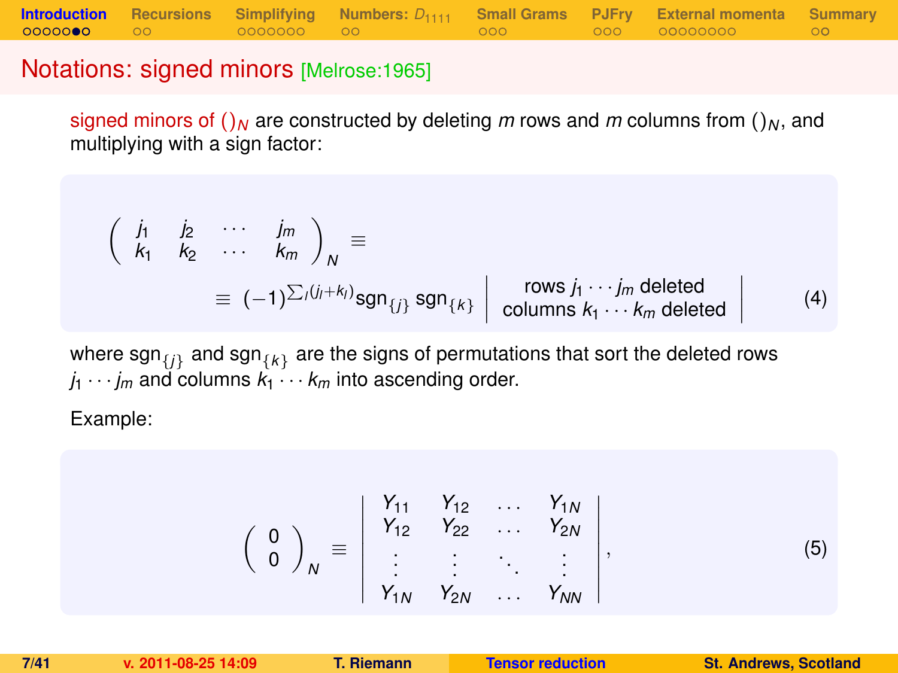## Notations: signed minors [Melrose:1965]

signed minors of $()_N$ are constructed by deleting $m$ rows and $m$ columns from $()_N$, and multiplying with a sign factor:

$$
\begin{pmatrix} j_1 & j_2 & \cdots & j_m \\ k_1 & k_2 & \cdots & k_m \end{pmatrix}_N \equiv
$$

$$
\equiv (-1)^{\sum_l (j_l+k_l)} \mathrm{sgn}_{\{j\}} \, \mathrm{sgn}_{\{k\}} \left| \begin{array}{c} \text{rows } j_1 \cdots j_m \text{ deleted} \\ \text{columns } k_1 \cdots k_m \text{ deleted} \end{array} \right| \tag{4}
$$

where $\mathrm{sgn}_{\{j\}}$ and $\mathrm{sgn}_{\{k\}}$ are the signs of permutations that sort the deleted rows $j_1 \cdots j_m$ and columns $k_1 \cdots k_m$ into ascending order.

Example:

$$
\begin{pmatrix} 0 \\ 0 \end{pmatrix}_N \equiv \begin{vmatrix} Y_{11} & Y_{12} & \ldots & Y_{1N} \\ Y_{12} & Y_{22} & \ldots & Y_{2N} \\ \vdots & \vdots & \ddots & \vdots \\ Y_{1N} & Y_{2N} & \ldots & Y_{NN} \end{vmatrix}, \tag{5}
$$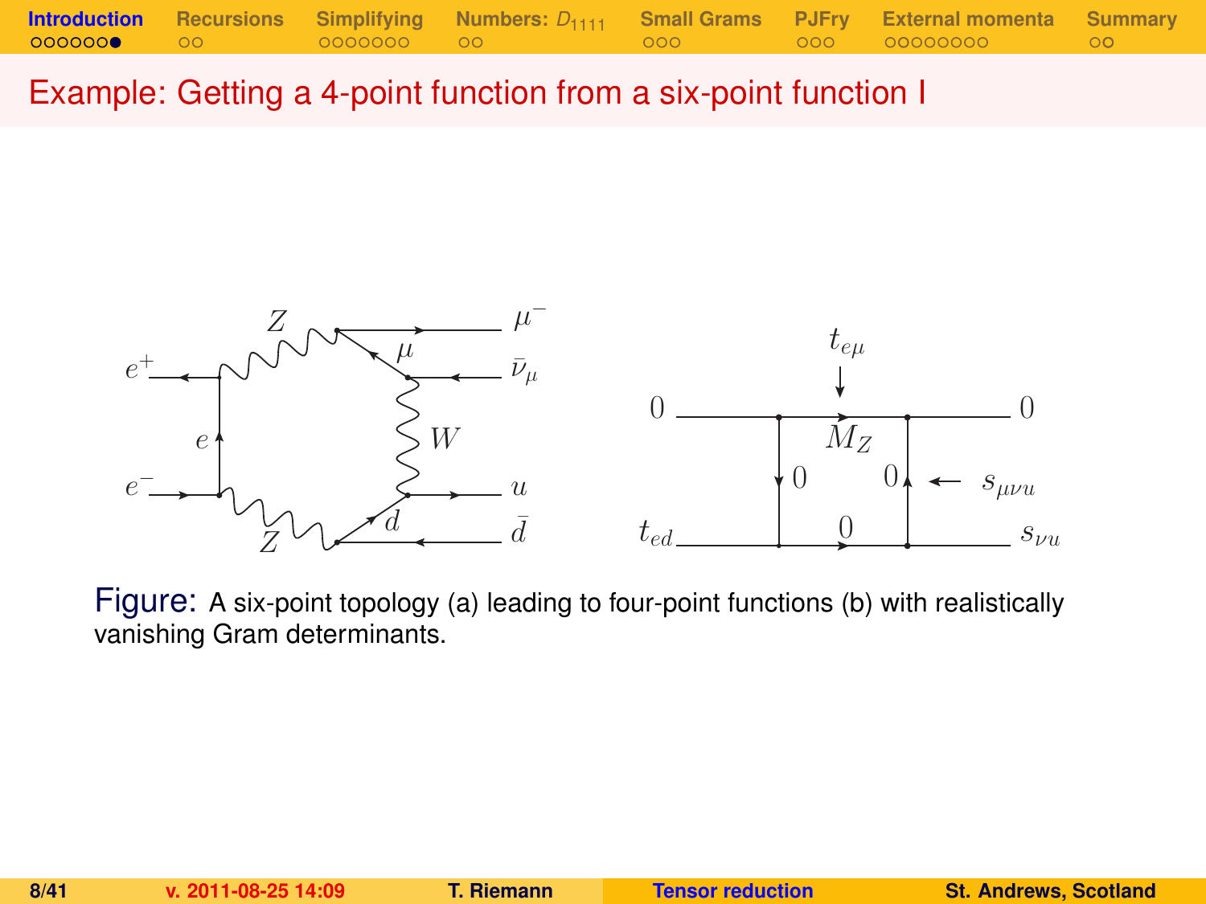# Example: Getting a 4-point function from a six-point function I

Figure: A six-point topology (a) leading to four-point functions (b) with realistically vanishing Gram determinants.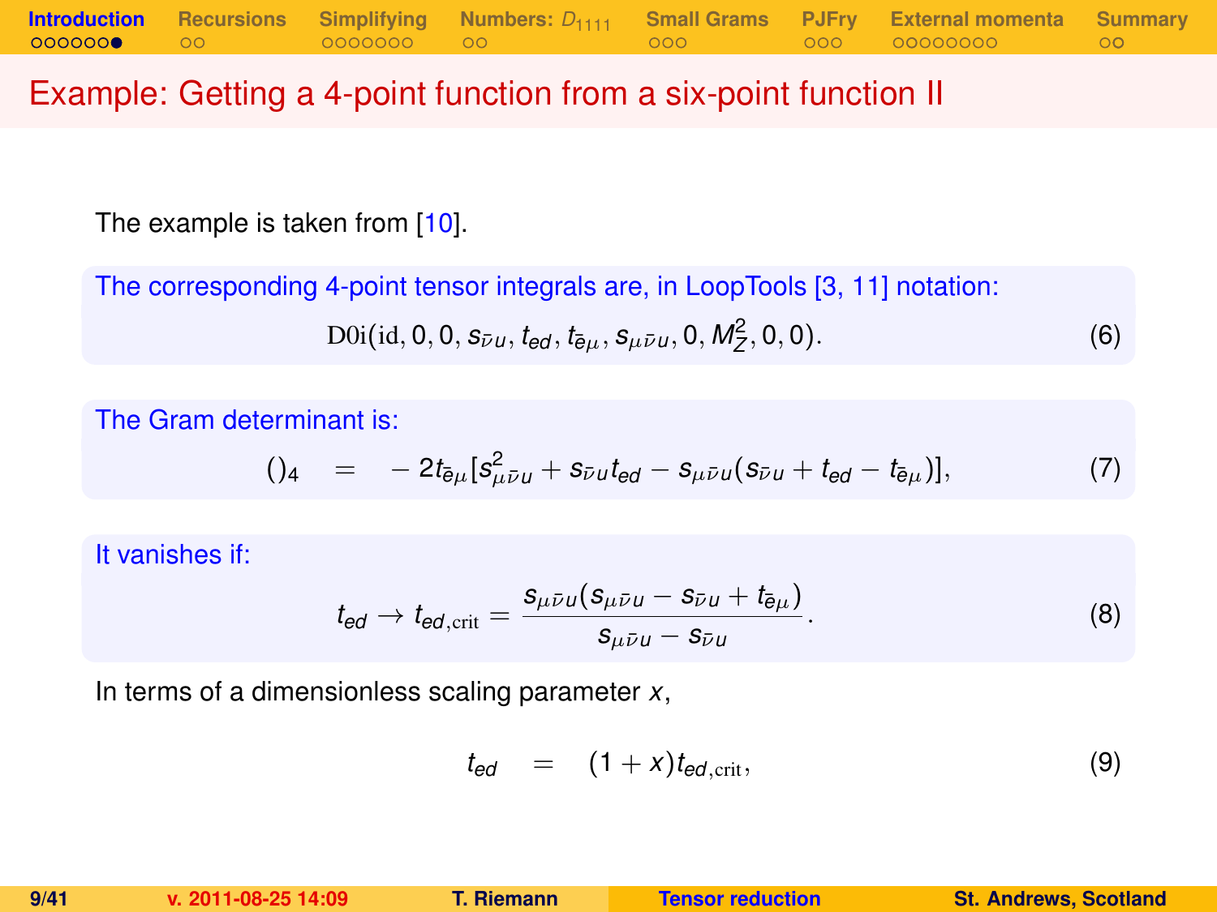# Example: Getting a 4-point function from a six-point function II

The example is taken from [10].

The corresponding 4-point tensor integrals are, in LoopTools [3, 11] notation:

$$\mathrm{D0i}(\mathrm{id}, 0, 0, s_{\bar{\nu}u}, t_{ed}, t_{\bar{e}\mu}, s_{\mu\bar{\nu}u}, 0, M_Z^2, 0, 0). \tag{6}$$

The Gram determinant is:

$$()_4 \quad = \quad -2t_{\bar{e}\mu}[s^2_{\mu\bar{\nu}u} + s_{\bar{\nu}u}t_{ed} - s_{\mu\bar{\nu}u}(s_{\bar{\nu}u} + t_{ed} - t_{\bar{e}\mu})], \tag{7}$$

It vanishes if:

$$t_{ed} \to t_{ed,\mathrm{crit}} = \frac{s_{\mu\bar{\nu}u}(s_{\mu\bar{\nu}u} - s_{\bar{\nu}u} + t_{\bar{e}\mu})}{s_{\mu\bar{\nu}u} - s_{\bar{\nu}u}}. \tag{8}$$

In terms of a dimensionless scaling parameter $x$,

$$t_{ed} \quad = \quad (1 + x)t_{ed,\mathrm{crit}}, \tag{9}$$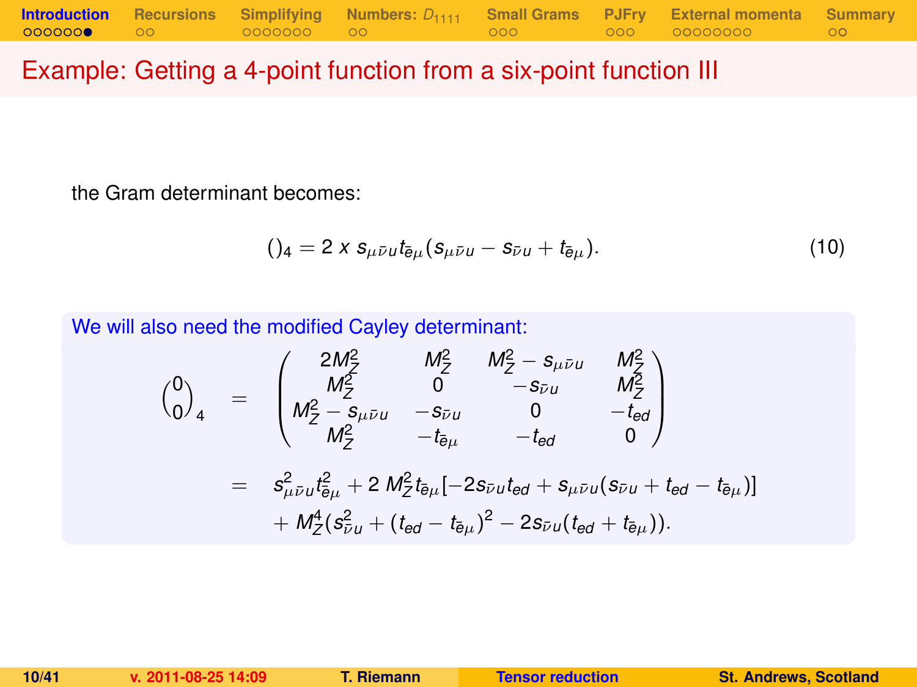# Example: Getting a 4-point function from a six-point function III

the Gram determinant becomes:

$$()_4 = 2\,x\, s_{\mu\bar{\nu}u} t_{\bar{e}\mu} (s_{\mu\bar{\nu}u} - s_{\bar{\nu}u} + t_{\bar{e}\mu}). \tag{10}$$

We will also need the modified Cayley determinant:

$$\begin{aligned}
\binom{0}{0}_4 &= \begin{pmatrix} 2M_Z^2 & M_Z^2 & M_Z^2 - s_{\mu\bar{\nu}u} & M_Z^2 \\ M_Z^2 & 0 & -s_{\bar{\nu}u} & M_Z^2 \\ M_Z^2 - s_{\mu\bar{\nu}u} & -s_{\bar{\nu}u} & 0 & -t_{ed} \\ M_Z^2 & -t_{\bar{e}\mu} & -t_{ed} & 0 \end{pmatrix} \\
&= s_{\mu\bar{\nu}u}^2 t_{\bar{e}\mu}^2 + 2\, M_Z^2 t_{\bar{e}\mu} [-2 s_{\bar{\nu}u} t_{ed} + s_{\mu\bar{\nu}u}(s_{\bar{\nu}u} + t_{ed} - t_{\bar{e}\mu})] \\
&\quad + M_Z^4 (s_{\bar{\nu}u}^2 + (t_{ed} - t_{\bar{e}\mu})^2 - 2 s_{\bar{\nu}u}(t_{ed} + t_{\bar{e}\mu})).
\end{aligned}$$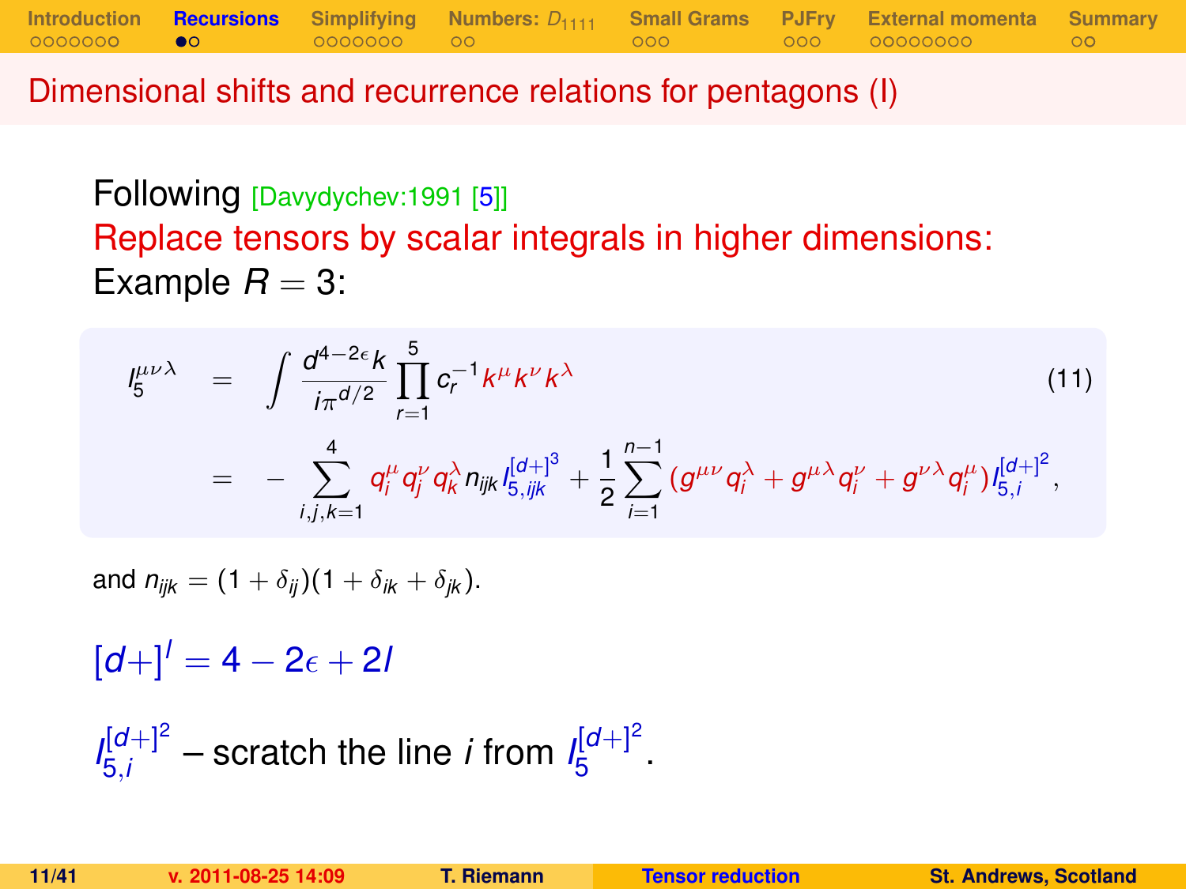## Dimensional shifts and recurrence relations for pentagons (I)

Following [Davydychev:1991 [5]]

Replace tensors by scalar integrals in higher dimensions:

Example $R = 3$:

$$
\begin{aligned}
I_5^{\mu\nu\lambda} &= \int \frac{d^{4-2\epsilon}k}{i\pi^{d/2}} \prod_{r=1}^{5} c_r^{-1} k^\mu k^\nu k^\lambda \\
&= -\sum_{i,j,k=1}^{4} q_i^\mu q_j^\nu q_k^\lambda n_{ijk} I_{5,ijk}^{[d+]^3} + \frac{1}{2}\sum_{i=1}^{n-1} (g^{\mu\nu} q_i^\lambda + g^{\mu\lambda} q_i^\nu + g^{\nu\lambda} q_i^\mu) I_{5,i}^{[d+]^2},
\end{aligned}
\tag{11}
$$

and $n_{ijk} = (1+\delta_{ij})(1+\delta_{ik}+\delta_{jk})$.

$[d+]^l = 4 - 2\epsilon + 2l$

$I_{5,i}^{[d+]^2}$ – scratch the line $i$ from $I_5^{[d+]^2}$.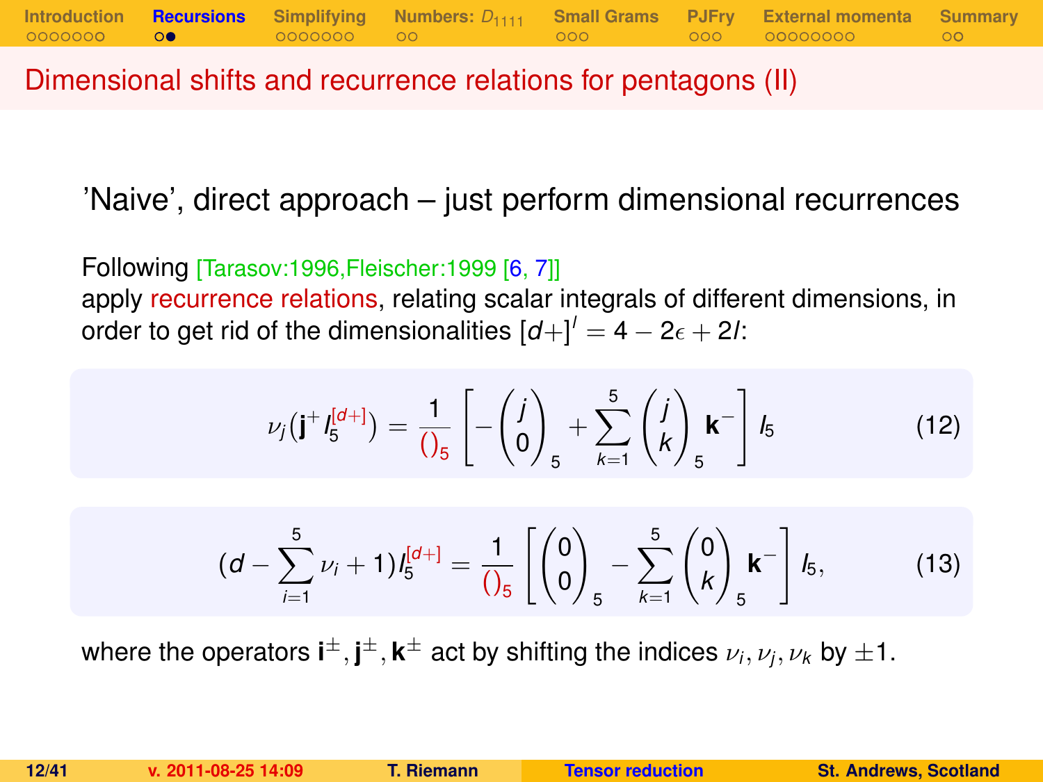## Dimensional shifts and recurrence relations for pentagons (II)

'Naive', direct approach – just perform dimensional recurrences

Following [Tarasov:1996,Fleischer:1999 [6, 7]]
apply recurrence relations, relating scalar integrals of different dimensions, in order to get rid of the dimensionalities $[d+]^l = 4 - 2\epsilon + 2l$:

$$\nu_j(\mathbf{j}^+ I_5^{[d+]}) = \frac{1}{()_5}\left[-\begin{pmatrix} j \\ 0 \end{pmatrix}_5 + \sum_{k=1}^{5} \begin{pmatrix} j \\ k \end{pmatrix}_5 \mathbf{k}^- \right] I_5 \tag{12}$$

$$(d - \sum_{i=1}^{5} \nu_i + 1) I_5^{[d+]} = \frac{1}{()_5}\left[\begin{pmatrix} 0 \\ 0 \end{pmatrix}_5 - \sum_{k=1}^{5} \begin{pmatrix} 0 \\ k \end{pmatrix}_5 \mathbf{k}^- \right] I_5, \tag{13}$$

where the operators $\mathbf{i}^\pm, \mathbf{j}^\pm, \mathbf{k}^\pm$ act by shifting the indices $\nu_i, \nu_j, \nu_k$ by $\pm 1$.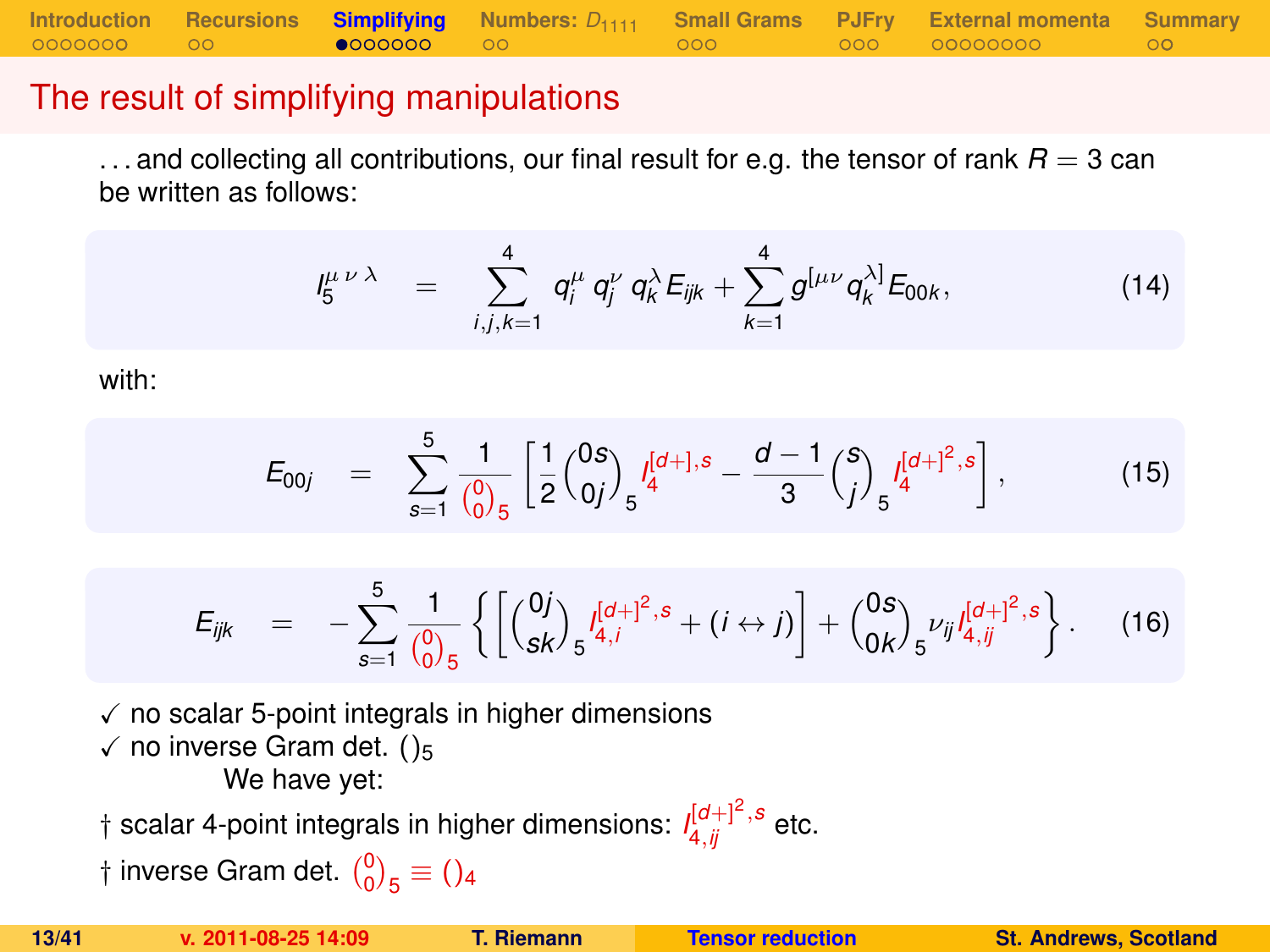## The result of simplifying manipulations

…and collecting all contributions, our final result for e.g. the tensor of rank $R = 3$ can be written as follows:

$$I_5^{\mu\,\nu\,\lambda} \quad = \quad \sum_{i,j,k=1}^{4} q_i^{\mu}\, q_j^{\nu}\, q_k^{\lambda} E_{ijk} + \sum_{k=1}^{4} g^{[\mu\nu} q_k^{\lambda]} E_{00k}, \tag{14}$$

with:

$$E_{00j} \quad = \quad \sum_{s=1}^{5} \frac{1}{\binom{0}{0}_5} \left[ \frac{1}{2} \binom{0s}{0j}_5 I_4^{[d+],s} - \frac{d-1}{3} \binom{s}{j}_5 I_4^{[d+]^2,s} \right], \tag{15}$$

$$E_{ijk} \quad = \quad -\sum_{s=1}^{5} \frac{1}{\binom{0}{0}_5} \left\{ \left[ \binom{0j}{sk}_5 I_{4,i}^{[d+]^2,s} + (i \leftrightarrow j) \right] + \binom{0s}{0k}_5 \nu_{ij} I_{4,ij}^{[d+]^2,s} \right\}. \tag{16}$$

✓ no scalar 5-point integrals in higher dimensions

✓ no inverse Gram det. $()_5$

We have yet:

† scalar 4-point integrals in higher dimensions: $I_{4,ij}^{[d+]^2,s}$ etc.

† inverse Gram det. $\binom{0}{0}_5 \equiv ()_4$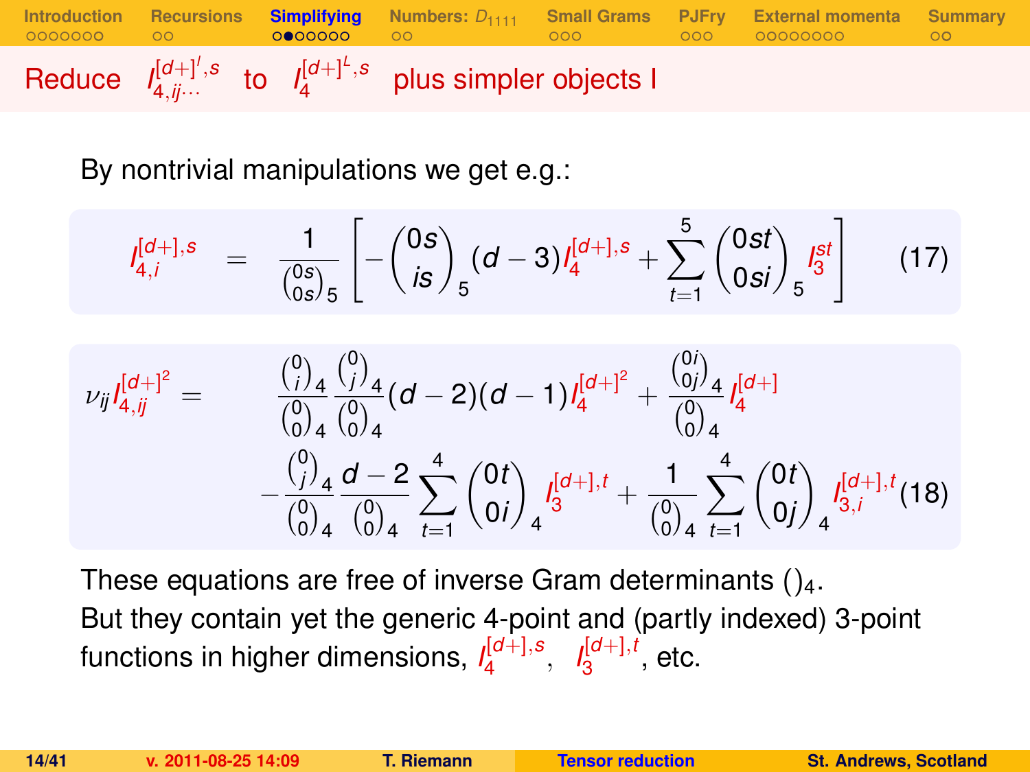## Reduce $I_{4,ij\cdots}^{[d+]^l,s}$ to $I_4^{[d+]^L,s}$ plus simpler objects I

By nontrivial manipulations we get e.g.:

$$I_{4,i}^{[d+],s} = \frac{1}{\binom{0s}{0s}_5}\left[-\binom{0s}{is}_5 (d-3) I_4^{[d+],s} + \sum_{t=1}^{5} \binom{0st}{0si}_5 I_3^{st}\right] \tag{17}$$

$$\begin{aligned}
\nu_{ij} I_{4,ij}^{[d+]^2} = {} & \frac{\binom{0}{i}_4}{\binom{0}{0}_4}\frac{\binom{0}{j}_4}{\binom{0}{0}_4}(d-2)(d-1) I_4^{[d+]^2} + \frac{\binom{0i}{0j}_4}{\binom{0}{0}_4} I_4^{[d+]} \\
& - \frac{\binom{0}{j}_4}{\binom{0}{0}_4}\frac{d-2}{\binom{0}{0}_4}\sum_{t=1}^{4}\binom{0t}{0i}_4 I_3^{[d+],t} + \frac{1}{\binom{0}{0}_4}\sum_{t=1}^{4}\binom{0t}{0j}_4 I_{3,i}^{[d+],t}
\end{aligned} \tag{18}$$

These equations are free of inverse Gram determinants $()_4$.
But they contain yet the generic 4-point and (partly indexed) 3-point functions in higher dimensions, $I_4^{[d+],s}$, $I_3^{[d+],t}$, etc.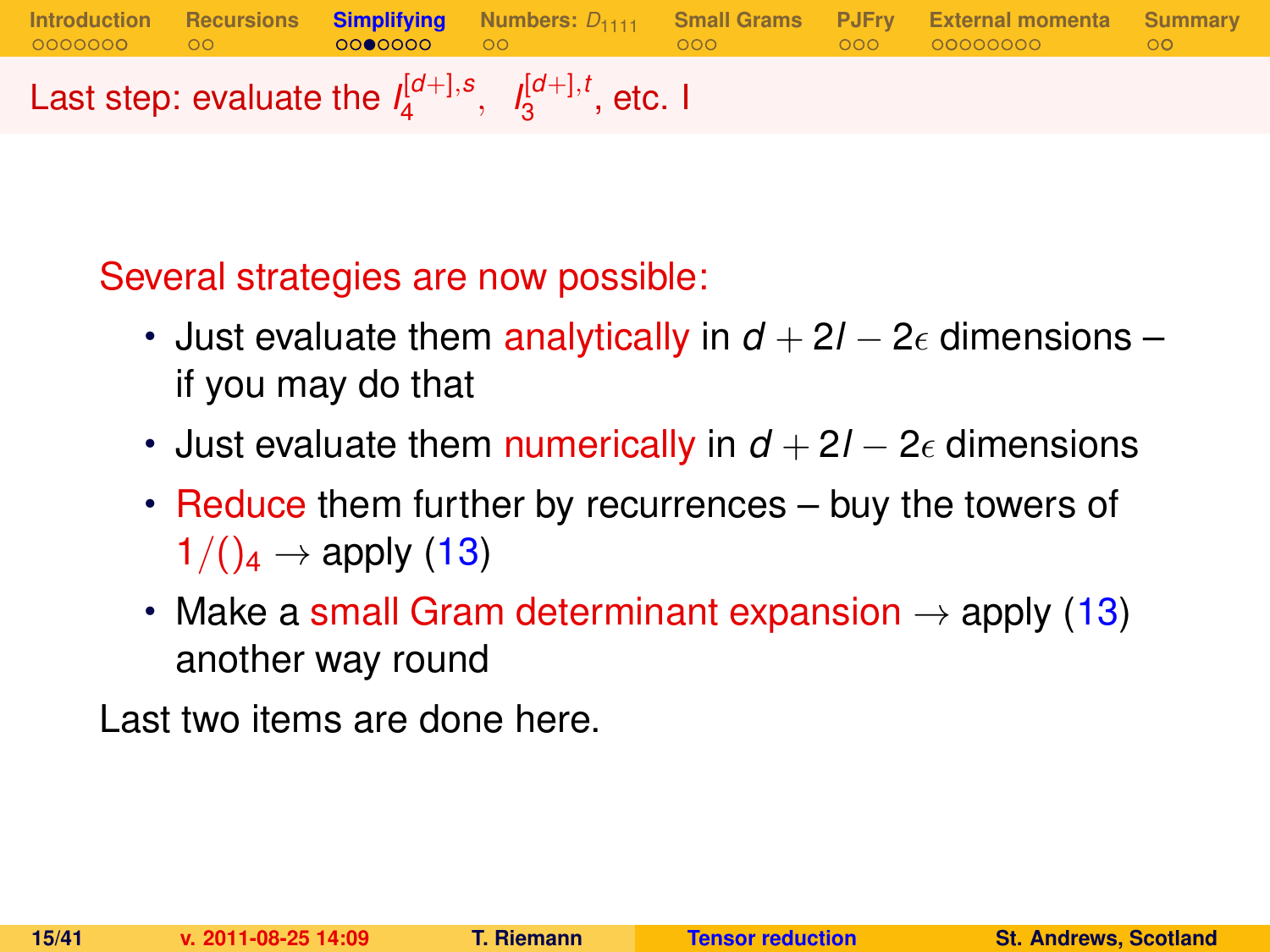## Last step: evaluate the $I_4^{[d+],s}$, $I_3^{[d+],t}$, etc. I

Several strategies are now possible:

- Just evaluate them analytically in $d + 2l - 2\epsilon$ dimensions – if you may do that
- Just evaluate them numerically in $d + 2l - 2\epsilon$ dimensions
- Reduce them further by recurrences – buy the towers of $1/()_4$ → apply (13)
- Make a small Gram determinant expansion → apply (13) another way round

Last two items are done here.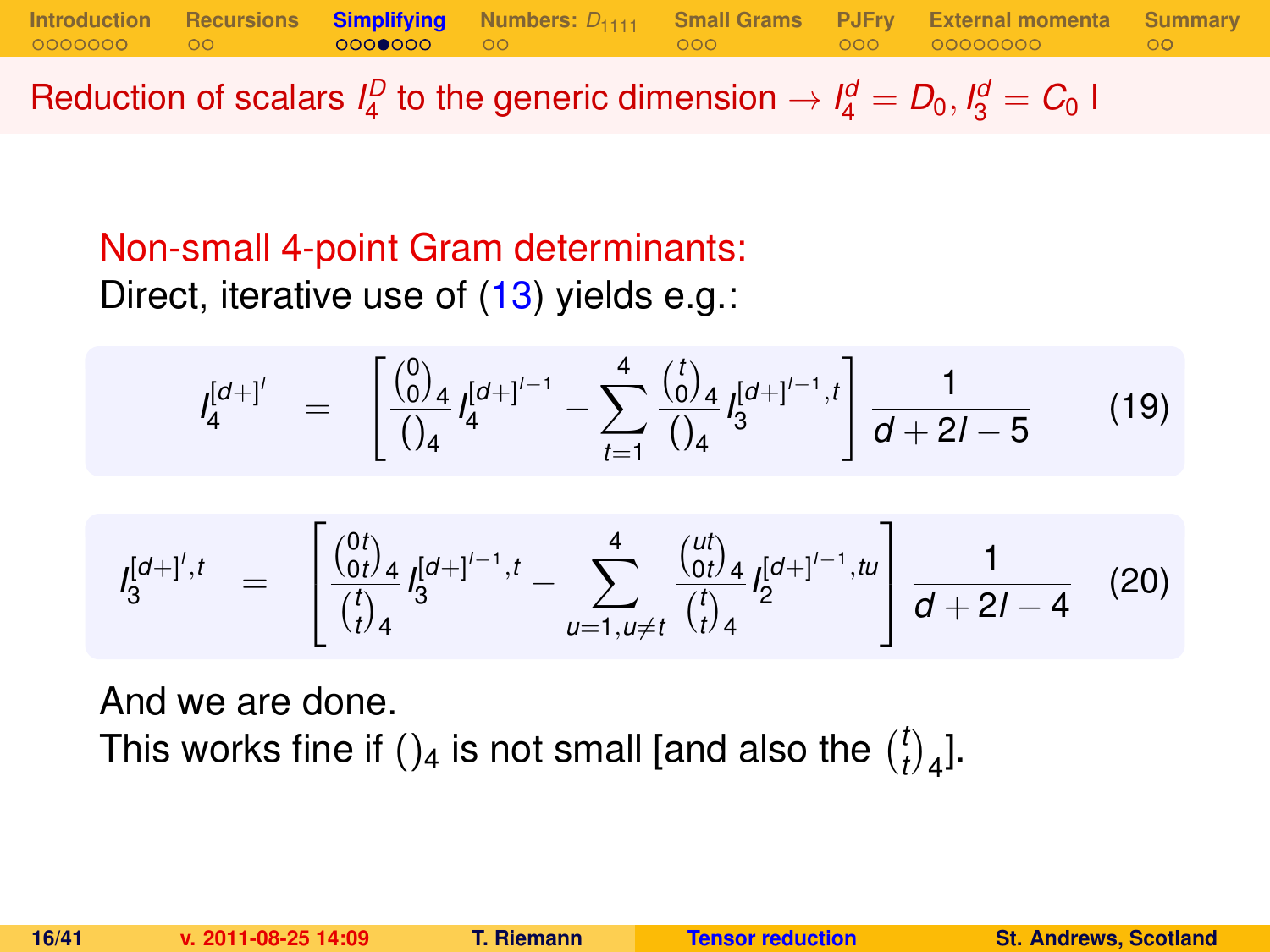## Reduction of scalars $I_4^D$ to the generic dimension $\to I_4^d = D_0, I_3^d = C_0$ I

Non-small 4-point Gram determinants:

Direct, iterative use of (13) yields e.g.:

$$I_4^{[d+]^l} = \left[ \frac{\binom{0}{0}_4}{()_4} I_4^{[d+]^{l-1}} - \sum_{t=1}^{4} \frac{\binom{t}{0}_4}{()_4} I_3^{[d+]^{l-1},t} \right] \frac{1}{d+2l-5} \qquad (19)$$

$$I_3^{[d+]^l,t} = \left[ \frac{\binom{0t}{0t}_4}{\binom{t}{t}_4} I_3^{[d+]^{l-1},t} - \sum_{u=1,u\neq t}^{4} \frac{\binom{ut}{0t}_4}{\binom{t}{t}_4} I_2^{[d+]^{l-1},tu} \right] \frac{1}{d+2l-4} \qquad (20)$$

And we are done.

This works fine if $()_4$ is not small [and also the $\binom{t}{t}_4$].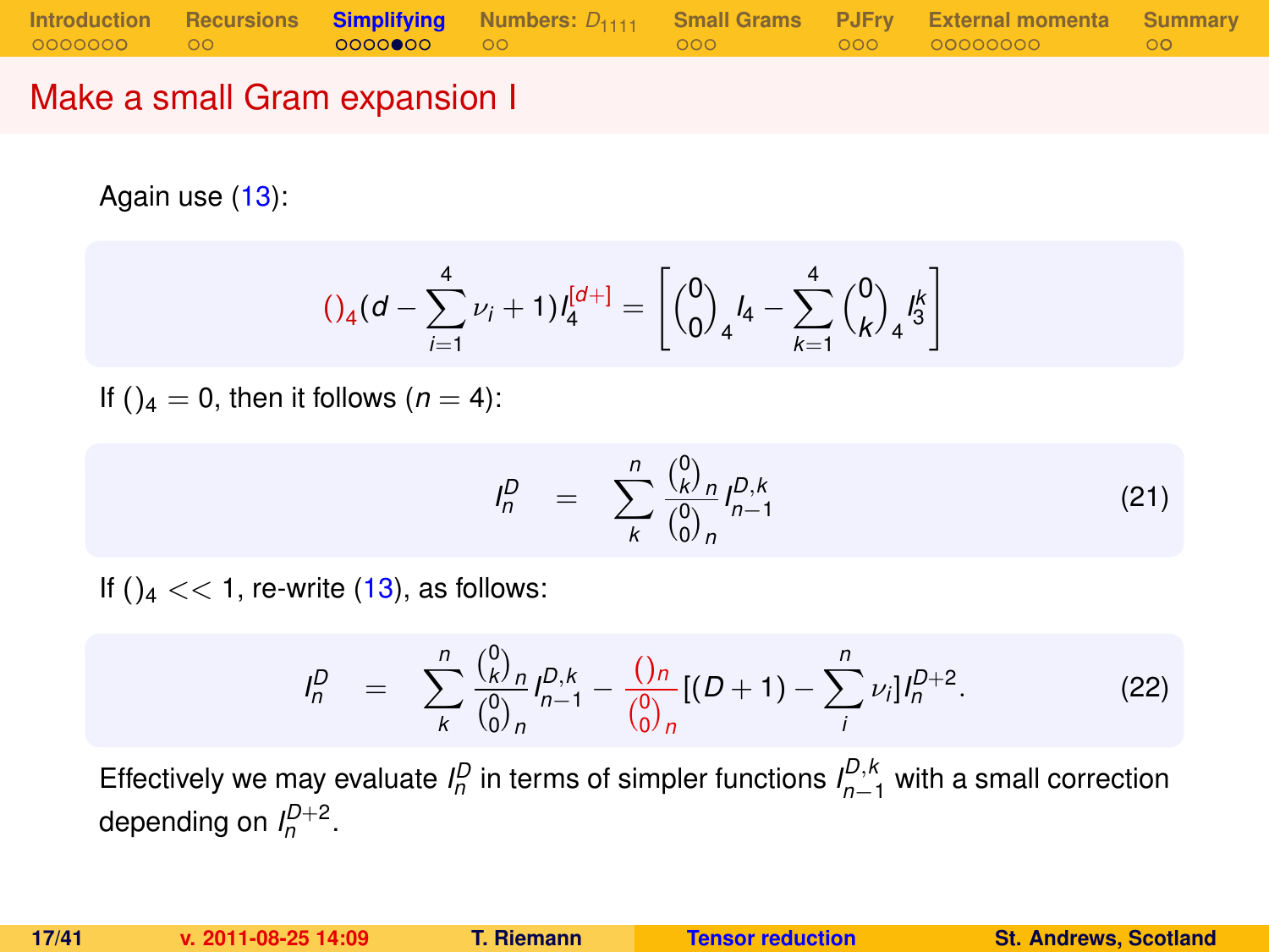# Make a small Gram expansion I

Again use (13):

$$
()_4 (d - \sum_{i=1}^{4} \nu_i + 1) I_4^{[d+]} = \left[ \binom{0}{0}_4 I_4 - \sum_{k=1}^{4} \binom{0}{k}_4 I_3^k \right]
$$

If $()_4 = 0$, then it follows ($n = 4$):

$$
I_n^D \quad = \quad \sum_{k}^{n} \frac{\binom{0}{k}_n}{\binom{0}{0}_n} I_{n-1}^{D,k} \tag{21}
$$

If $()_4 << 1$, re-write (13), as follows:

$$
I_n^D \quad = \quad \sum_{k}^{n} \frac{\binom{0}{k}_n}{\binom{0}{0}_n} I_{n-1}^{D,k} - \frac{()_n}{\binom{0}{0}_n} [(D+1) - \sum_{i}^{n} \nu_i] I_n^{D+2}. \tag{22}
$$

Effectively we may evaluate $I_n^D$ in terms of simpler functions $I_{n-1}^{D,k}$ with a small correction depending on $I_n^{D+2}$.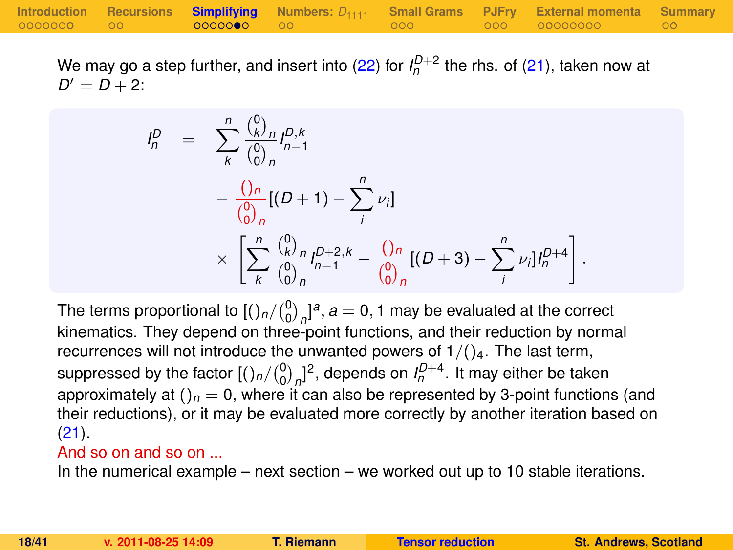We may go a step further, and insert into (22) for $I_n^{D+2}$ the rhs. of (21), taken now at $D' = D + 2$:

$$
\begin{aligned}
I_n^D \quad = \quad & \sum_k^n \frac{\binom{0}{k}_n}{\binom{0}{0}_n} I_{n-1}^{D,k} \\
& - \frac{()_n}{\binom{0}{0}_n} [(D+1) - \sum_i^n \nu_i] \\
& \times \left[ \sum_k^n \frac{\binom{0}{k}_n}{\binom{0}{0}_n} I_{n-1}^{D+2,k} - \frac{()_n}{\binom{0}{0}_n} [(D+3) - \sum_i^n \nu_i] I_n^{D+4} \right].
\end{aligned}
$$

The terms proportional to $[()_n/\binom{0}{0}_n]^a, a = 0, 1$ may be evaluated at the correct kinematics. They depend on three-point functions, and their reduction by normal recurrences will not introduce the unwanted powers of $1/()_4$. The last term, suppressed by the factor $[()_n/\binom{0}{0}_n]^2$, depends on $I_n^{D+4}$. It may either be taken approximately at $()_n = 0$, where it can also be represented by 3-point functions (and their reductions), or it may be evaluated more correctly by another iteration based on (21).

And so on and so on ...

In the numerical example – next section – we worked out up to 10 stable iterations.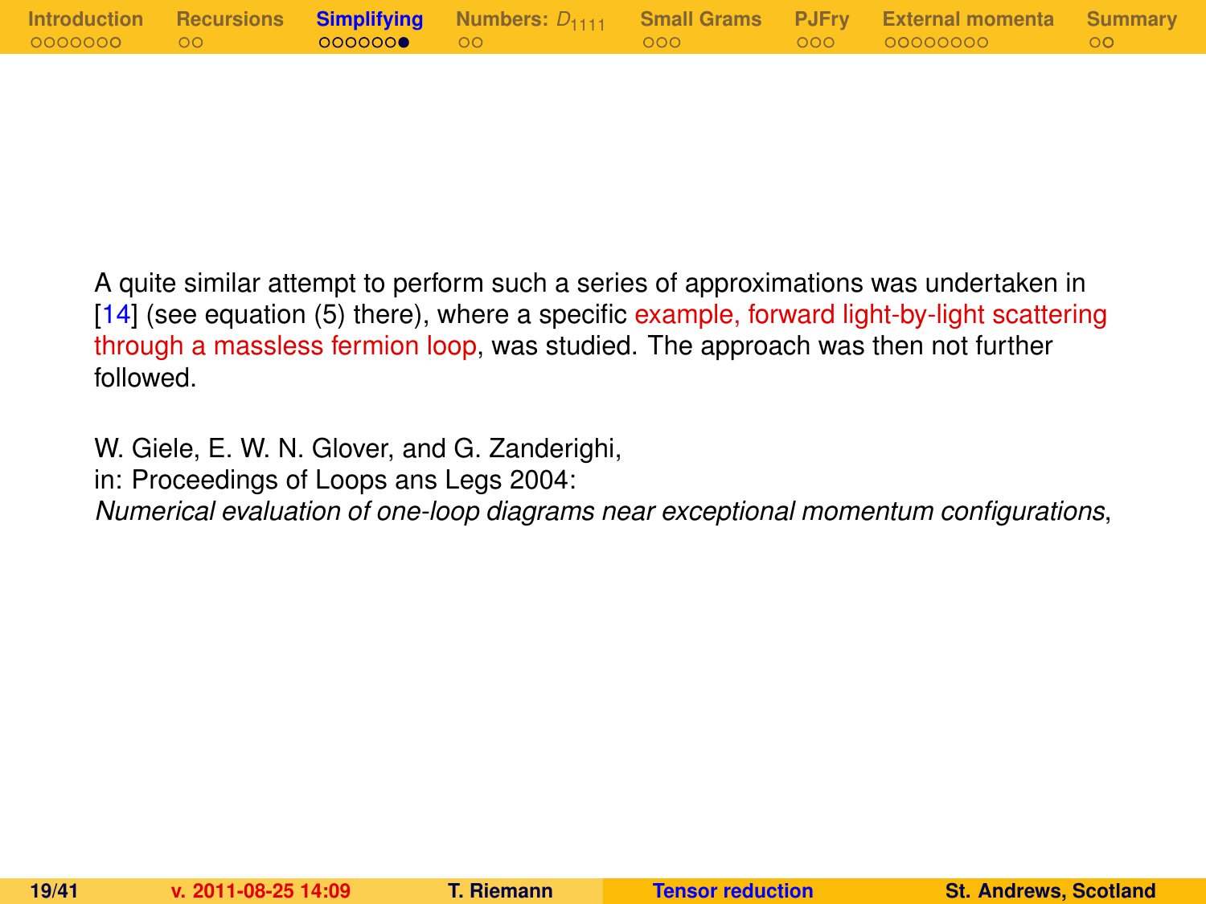A quite similar attempt to perform such a series of approximations was undertaken in [14] (see equation (5) there), where a specific example, forward light-by-light scattering through a massless fermion loop, was studied. The approach was then not further followed.

W. Giele, E. W. N. Glover, and G. Zanderighi,
in: Proceedings of Loops ans Legs 2004:
*Numerical evaluation of one-loop diagrams near exceptional momentum configurations*,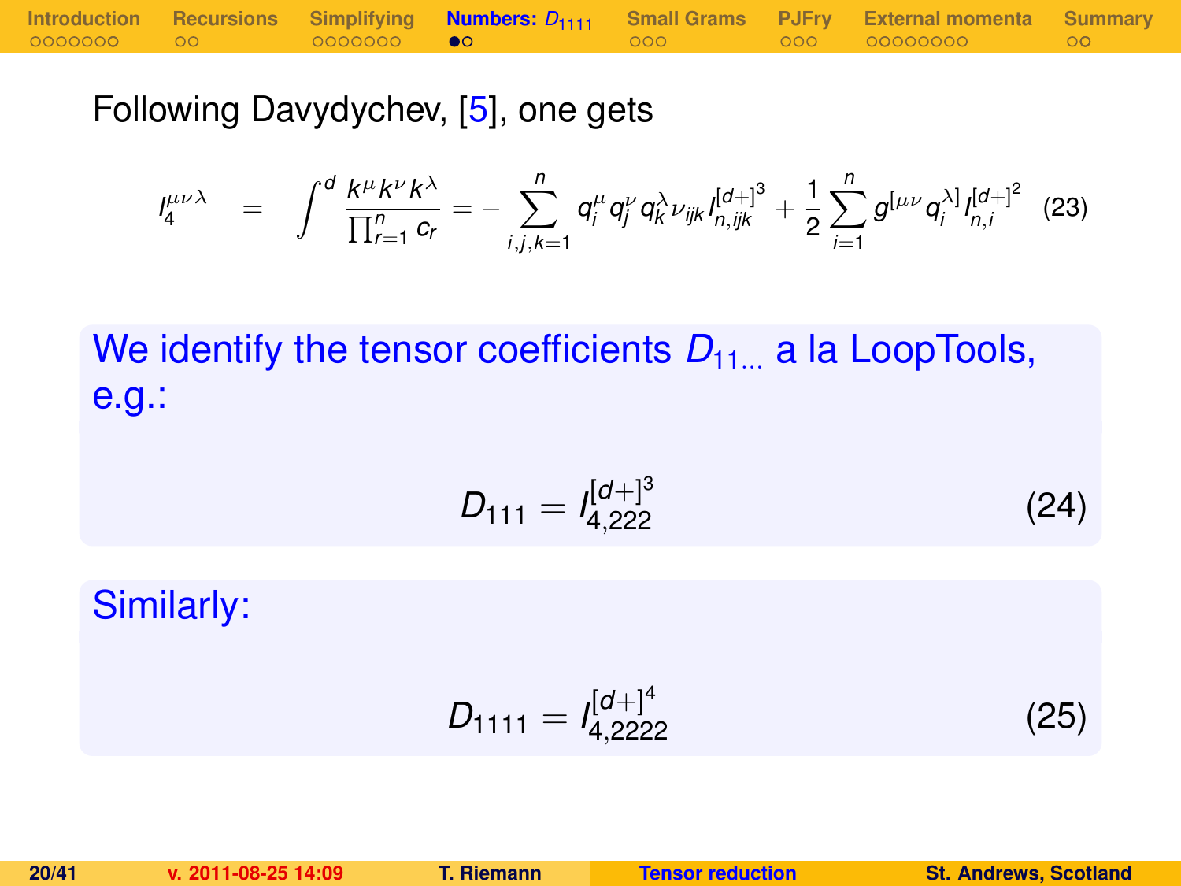Following Davydychev, [5], one gets

$$I_4^{\mu\nu\lambda} = \int^d \frac{k^\mu k^\nu k^\lambda}{\prod_{r=1}^n c_r} = -\sum_{i,j,k=1}^n q_i^\mu q_j^\nu q_k^\lambda \nu_{ijk} I_{n,ijk}^{[d+]^3} + \frac{1}{2}\sum_{i=1}^n g^{[\mu\nu} q_i^{\lambda]} I_{n,i}^{[d+]^2} \quad (23)$$

We identify the tensor coefficients $D_{11\ldots}$ a la LoopTools, e.g.:

$$D_{111} = I_{4,222}^{[d+]^3} \quad (24)$$

Similarly:

$$D_{1111} = I_{4,2222}^{[d+]^4} \quad (25)$$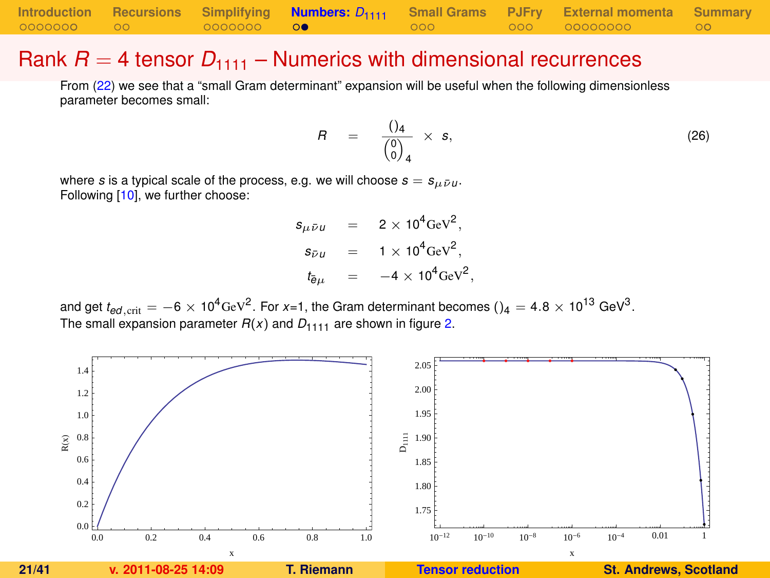# Rank $R = 4$ tensor $D_{1111}$ – Numerics with dimensional recurrences

From (22) we see that a "small Gram determinant" expansion will be useful when the following dimensionless parameter becomes small:

$$R \quad = \quad \frac{()_4}{\binom{0}{0}_4} \times s, \tag{26}$$

where $s$ is a typical scale of the process, e.g. we will choose $s = s_{\mu\bar{\nu}u}$.
Following [10], we further choose:

$$\begin{aligned} s_{\mu\bar{\nu}u} &= 2 \times 10^4 \mathrm{GeV}^2, \\ s_{\bar{\nu}u} &= 1 \times 10^4 \mathrm{GeV}^2, \\ t_{\bar{e}\mu} &= -4 \times 10^4 \mathrm{GeV}^2, \end{aligned}$$

and get $t_{ed,\mathrm{crit}} = -6 \times 10^4 \mathrm{GeV}^2$. For $x$=1, the Gram determinant becomes $()_4 = 4.8 \times 10^{13}$ GeV$^3$.
The small expansion parameter $R(x)$ and $D_{1111}$ are shown in figure 2.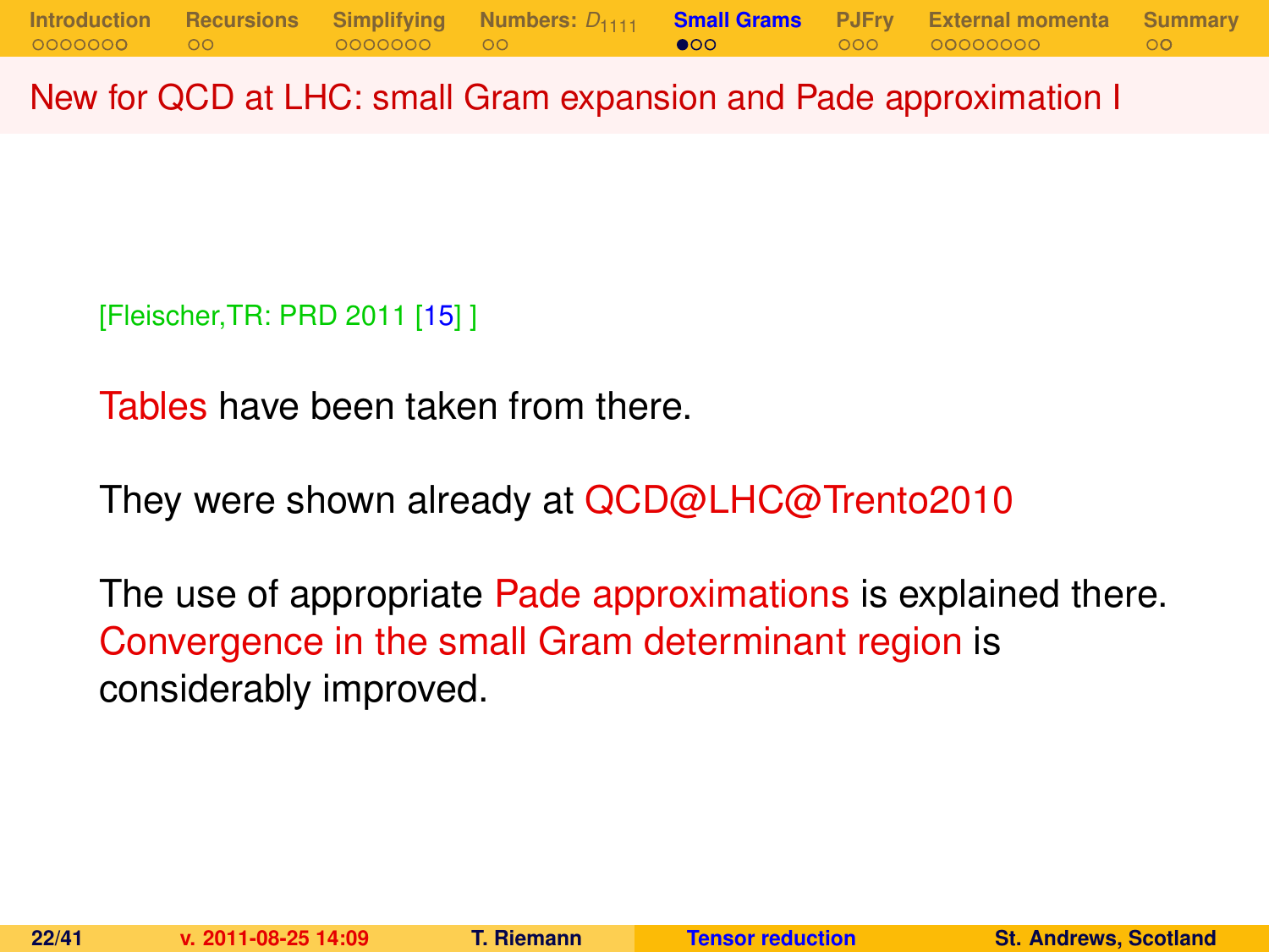## New for QCD at LHC: small Gram expansion and Pade approximation I

[Fleischer,TR: PRD 2011 [15] ]

Tables have been taken from there.

They were shown already at QCD@LHC@Trento2010

The use of appropriate Pade approximations is explained there. Convergence in the small Gram determinant region is considerably improved.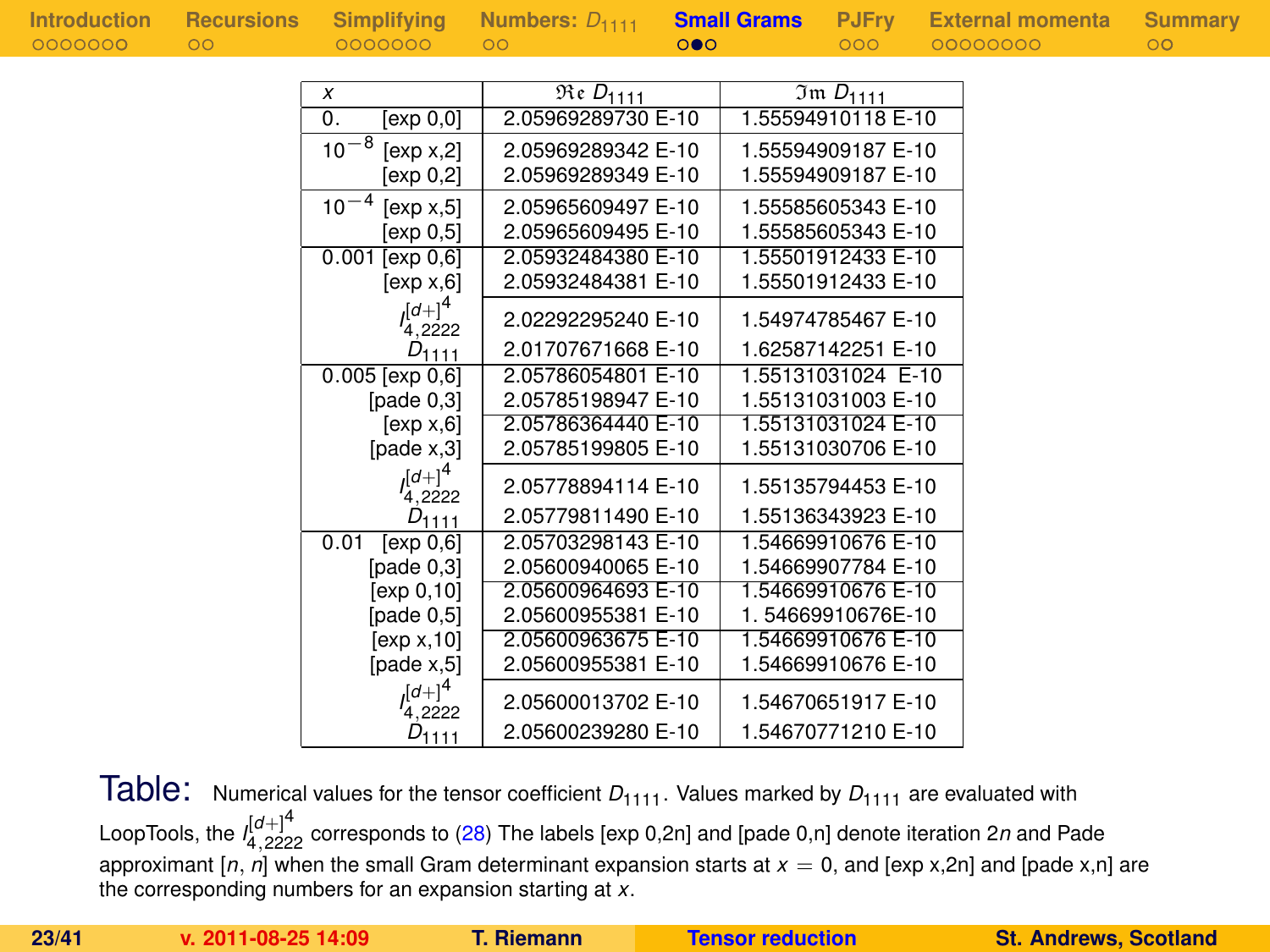| $x$ | | $\Re e\, D_{1111}$ | $\Im m\, D_{1111}$ |
|---|---|---|---|
| 0. | [exp 0,0] | 2.05969289730 E-10 | 1.55594910118 E-10 |
| $10^{-8}$ | [exp x,2] | 2.05969289342 E-10 | 1.55594909187 E-10 |
| | [exp 0,2] | 2.05969289349 E-10 | 1.55594909187 E-10 |
| $10^{-4}$ | [exp x,5] | 2.05965609497 E-10 | 1.55585605343 E-10 |
| | [exp 0,5] | 2.05965609495 E-10 | 1.55585605343 E-10 |
| 0.001 | [exp 0,6] | 2.05932484380 E-10 | 1.55501912433 E-10 |
| | [exp x,6] | 2.05932484381 E-10 | 1.55501912433 E-10 |
| | $I_{4,2222}^{[d+]^4}$ | 2.02292295240 E-10 | 1.54974785467 E-10 |
| | $D_{1111}$ | 2.01707671668 E-10 | 1.62587142251 E-10 |
| 0.005 | [exp 0,6] | 2.05786054801 E-10 | 1.55131031024 E-10 |
| | [pade 0,3] | 2.05785198947 E-10 | 1.55131031003 E-10 |
| | [exp x,6] | 2.05786364440 E-10 | 1.55131031024 E-10 |
| | [pade x,3] | 2.05785199805 E-10 | 1.55131030706 E-10 |
| | $I_{4,2222}^{[d+]^4}$ | 2.05778894114 E-10 | 1.55135794453 E-10 |
| | $D_{1111}$ | 2.05779811490 E-10 | 1.55136343923 E-10 |
| 0.01 | [exp 0,6] | 2.05703298143 E-10 | 1.54669910676 E-10 |
| | [pade 0,3] | 2.05600940065 E-10 | 1.54669907784 E-10 |
| | [exp 0,10] | 2.05600964693 E-10 | 1.54669910676 E-10 |
| | [pade 0,5] | 2.05600955381 E-10 | 1. 54669910676E-10 |
| | [exp x,10] | 2.05600963675 E-10 | 1.54669910676 E-10 |
| | [pade x,5] | 2.05600955381 E-10 | 1.54669910676 E-10 |
| | $I_{4,2222}^{[d+]^4}$ | 2.05600013702 E-10 | 1.54670651917 E-10 |
| | $D_{1111}$ | 2.05600239280 E-10 | 1.54670771210 E-10 |

Table: Numerical values for the tensor coefficient $D_{1111}$. Values marked by $D_{1111}$ are evaluated with LoopTools, the $I_{4,2222}^{[d+]^4}$ corresponds to (28) The labels [exp 0,2n] and [pade 0,n] denote iteration $2n$ and Pade approximant $[n, n]$ when the small Gram determinant expansion starts at $x = 0$, and [exp x,2n] and [pade x,n] are the corresponding numbers for an expansion starting at $x$.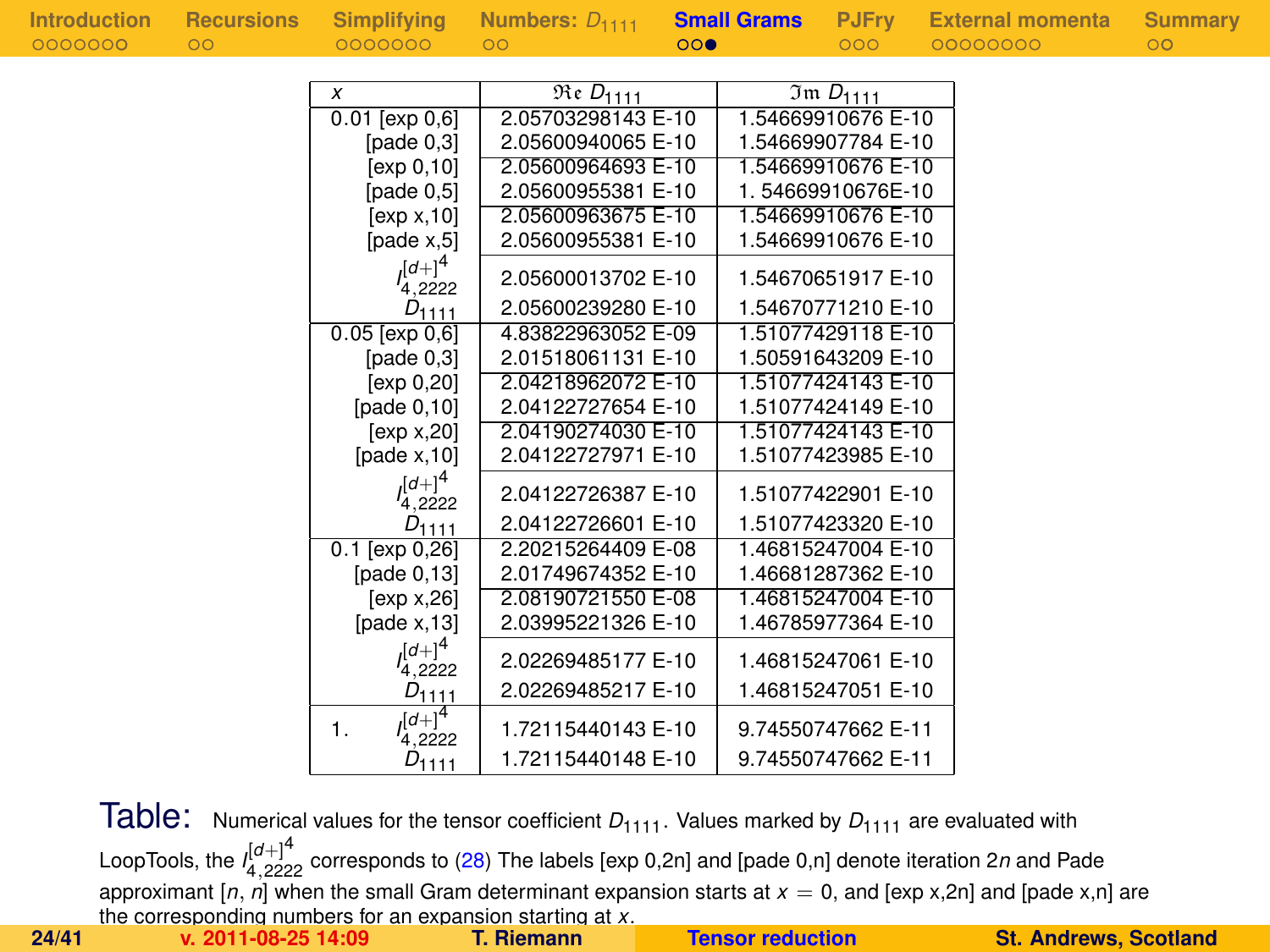| $x$ | $\Re e\, D_{1111}$ | $\Im m\, D_{1111}$ |
|---|---|---|
| 0.01 [exp 0,6] | 2.05703298143 E-10 | 1.54669910676 E-10 |
| [pade 0,3] | 2.05600940065 E-10 | 1.54669907784 E-10 |
| [exp 0,10] | 2.05600964693 E-10 | 1.54669910676 E-10 |
| [pade 0,5] | 2.05600955381 E-10 | 1. 54669910676E-10 |
| [exp x,10] | 2.05600963675 E-10 | 1.54669910676 E-10 |
| [pade x,5] | 2.05600955381 E-10 | 1.54669910676 E-10 |
| $I_{4,2222}^{[d+]^4}$ | 2.05600013702 E-10 | 1.54670651917 E-10 |
| $D_{1111}$ | 2.05600239280 E-10 | 1.54670771210 E-10 |
| 0.05 [exp 0,6] | 4.83822963052 E-09 | 1.51077429118 E-10 |
| [pade 0,3] | 2.01518061131 E-10 | 1.50591643209 E-10 |
| [exp 0,20] | 2.04218962072 E-10 | 1.51077424143 E-10 |
| [pade 0,10] | 2.04122727654 E-10 | 1.51077424149 E-10 |
| [exp x,20] | 2.04190274030 E-10 | 1.51077424143 E-10 |
| [pade x,10] | 2.04122727971 E-10 | 1.51077423985 E-10 |
| $I_{4,2222}^{[d+]^4}$ | 2.04122726387 E-10 | 1.51077422901 E-10 |
| $D_{1111}$ | 2.04122726601 E-10 | 1.51077423320 E-10 |
| 0.1 [exp 0,26] | 2.20215264409 E-08 | 1.46815247004 E-10 |
| [pade 0,13] | 2.01749674352 E-10 | 1.46681287362 E-10 |
| [exp x,26] | 2.08190721550 E-08 | 1.46815247004 E-10 |
| [pade x,13] | 2.03995221326 E-10 | 1.46785977364 E-10 |
| $I_{4,2222}^{[d+]^4}$ | 2.02269485177 E-10 | 1.46815247061 E-10 |
| $D_{1111}$ | 2.02269485217 E-10 | 1.46815247051 E-10 |
| 1. $I_{4,2222}^{[d+]^4}$ | 1.72115440143 E-10 | 9.74550747662 E-11 |
| $D_{1111}$ | 1.72115440148 E-10 | 9.74550747662 E-11 |

Table: Numerical values for the tensor coefficient $D_{1111}$. Values marked by $D_{1111}$ are evaluated with LoopTools, the $I_{4,2222}^{[d+]^4}$ corresponds to (28) The labels [exp 0,2n] and [pade 0,n] denote iteration $2n$ and Pade approximant [$n$, $n$] when the small Gram determinant expansion starts at $x = 0$, and [exp x,2n] and [pade x,n] are the corresponding numbers for an expansion starting at $x$.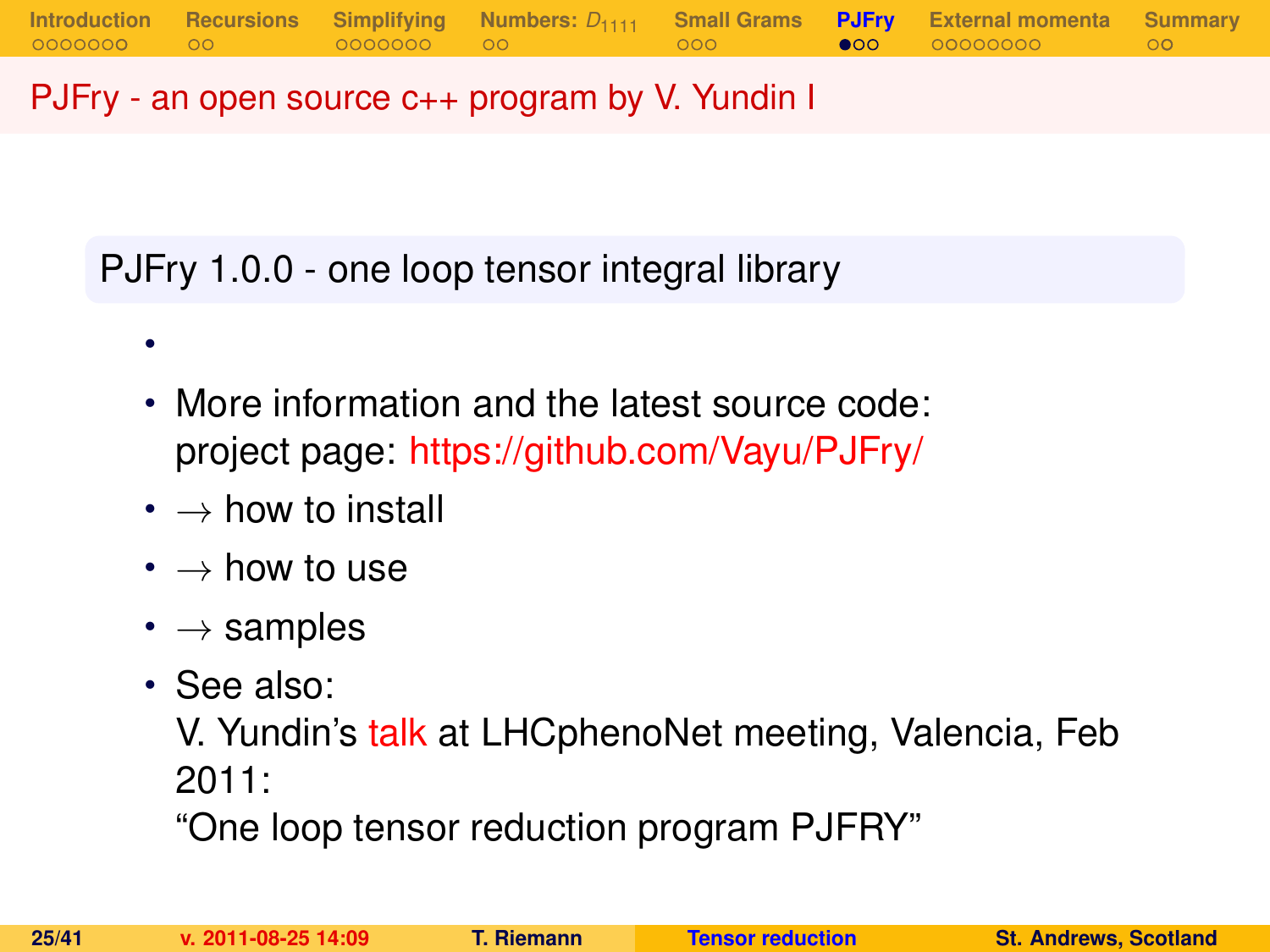# PJFry - an open source c++ program by V. Yundin I

## PJFry 1.0.0 - one loop tensor integral library

- 
- More information and the latest source code:
  project page: https://github.com/Vayu/PJFry/
- $\rightarrow$ how to install
- $\rightarrow$ how to use
- $\rightarrow$ samples
- See also:
  V. Yundin's talk at LHCphenoNet meeting, Valencia, Feb 2011:
  "One loop tensor reduction program PJFRY"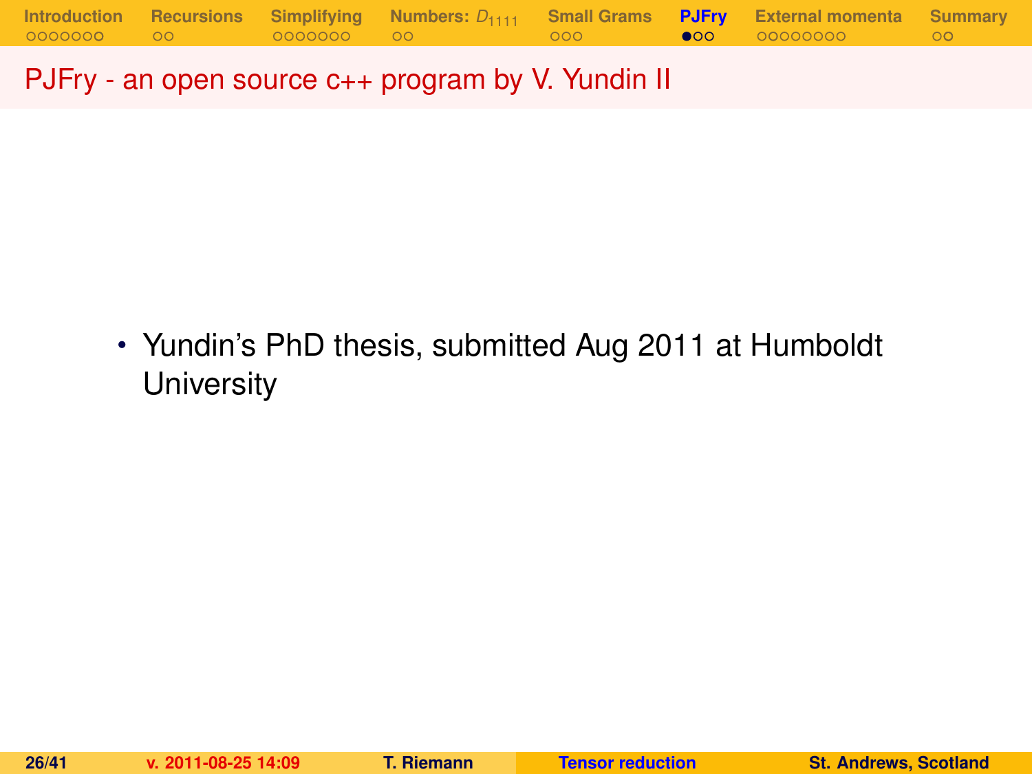## PJFry - an open source c++ program by V. Yundin II

- Yundin's PhD thesis, submitted Aug 2011 at Humboldt University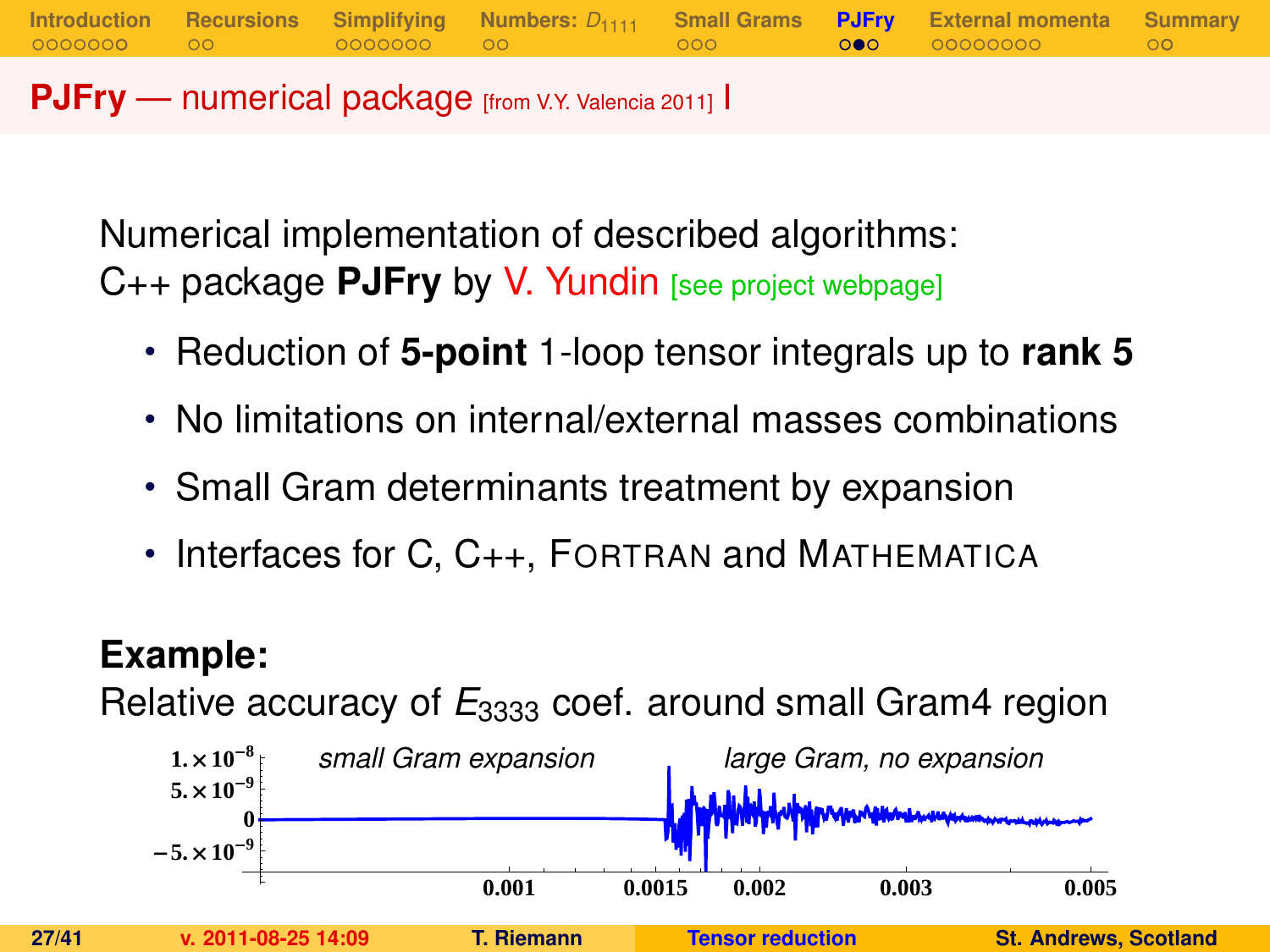## PJFry — numerical package [from V.Y. Valencia 2011] I

Numerical implementation of described algorithms:
C++ package **PJFry** by V. Yundin [see project webpage]

- Reduction of **5-point** 1-loop tensor integrals up to **rank 5**
- No limitations on internal/external masses combinations
- Small Gram determinants treatment by expansion
- Interfaces for C, C++, FORTRAN and MATHEMATICA

**Example:**
Relative accuracy of $E_{3333}$ coef. around small Gram4 region

*small Gram expansion* | *large Gram, no expansion*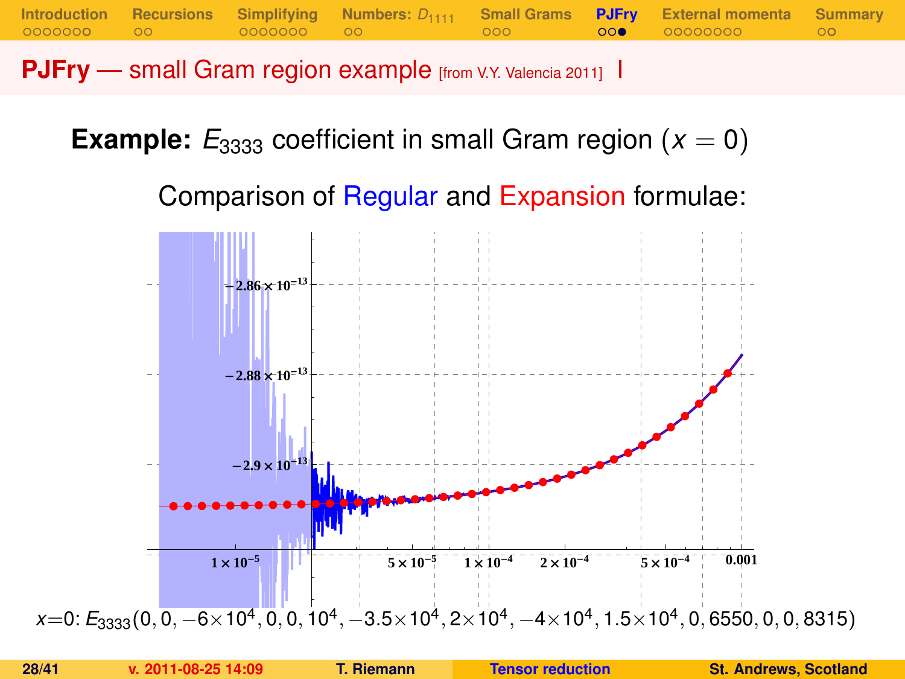## PJFry — small Gram region example [from V.Y. Valencia 2011] I

**Example:** $E_{3333}$ coefficient in small Gram region ($x = 0$)

Comparison of Regular and Expansion formulae:

$x=0$: $E_{3333}(0, 0, -6\times10^4, 0, 0, 10^4, -3.5\times10^4, 2\times10^4, -4\times10^4, 1.5\times10^4, 0, 6550, 0, 0, 8315)$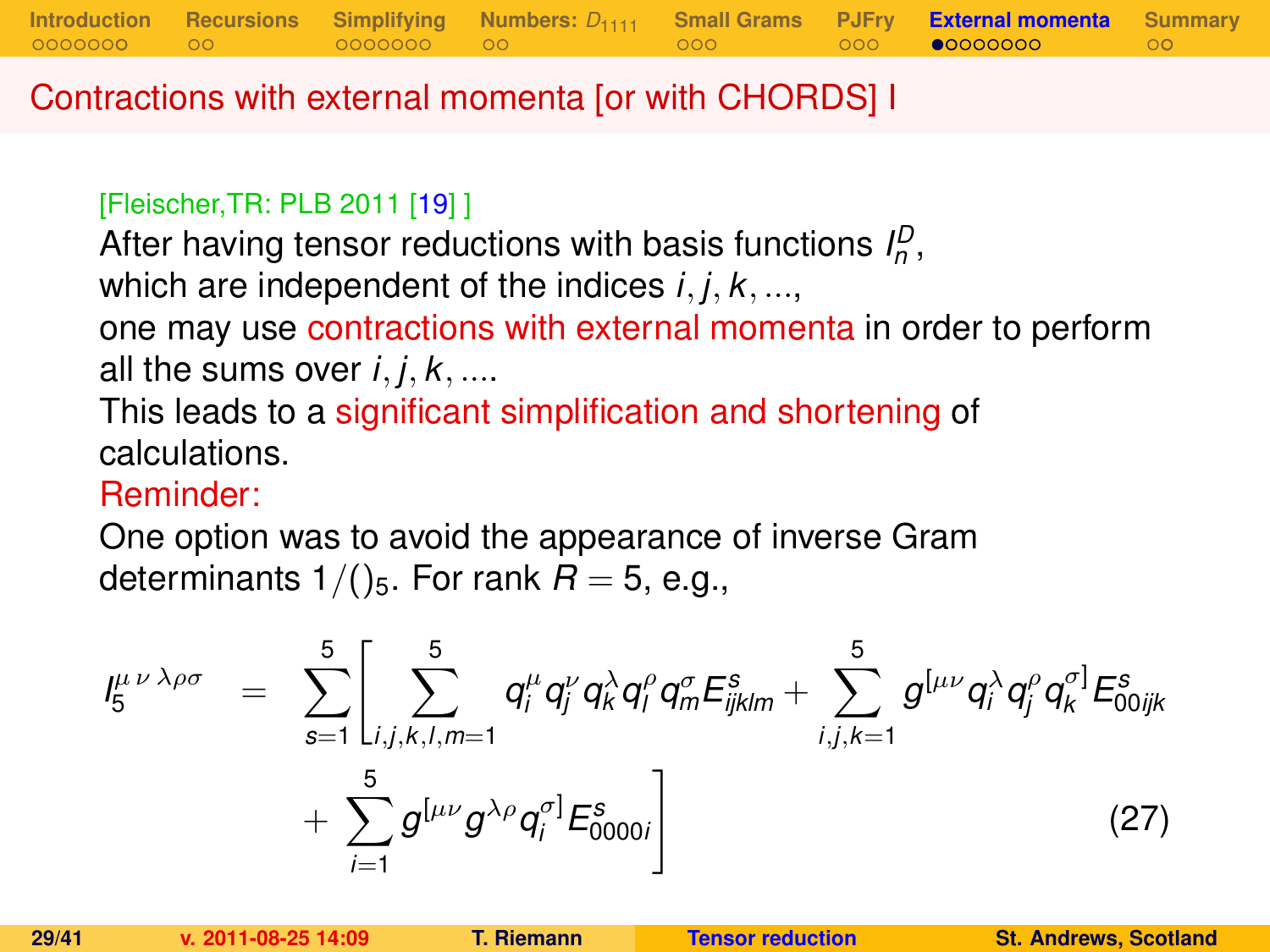## Contractions with external momenta [or with CHORDS] I

[Fleischer,TR: PLB 2011 [19] ]

After having tensor reductions with basis functions $I_n^D$, which are independent of the indices $i, j, k, ...$, one may use contractions with external momenta in order to perform all the sums over $i, j, k, ....$

This leads to a significant simplification and shortening of calculations.

Reminder:

One option was to avoid the appearance of inverse Gram determinants $1/()_5$. For rank $R = 5$, e.g.,

$$I_5^{\mu\,\nu\,\lambda\rho\sigma} = \sum_{s=1}^{5} \Bigg[ \sum_{i,j,k,l,m=1}^{5} q_i^\mu q_j^\nu q_k^\lambda q_l^\rho q_m^\sigma E_{ijklm}^s + \sum_{i,j,k=1}^{5} g^{[\mu\nu} q_i^\lambda q_j^\rho q_k^{\sigma]} E_{00ijk}^s + \sum_{i=1}^{5} g^{[\mu\nu} g^{\lambda\rho} q_i^{\sigma]} E_{0000i}^s \Bigg] \quad (27)$$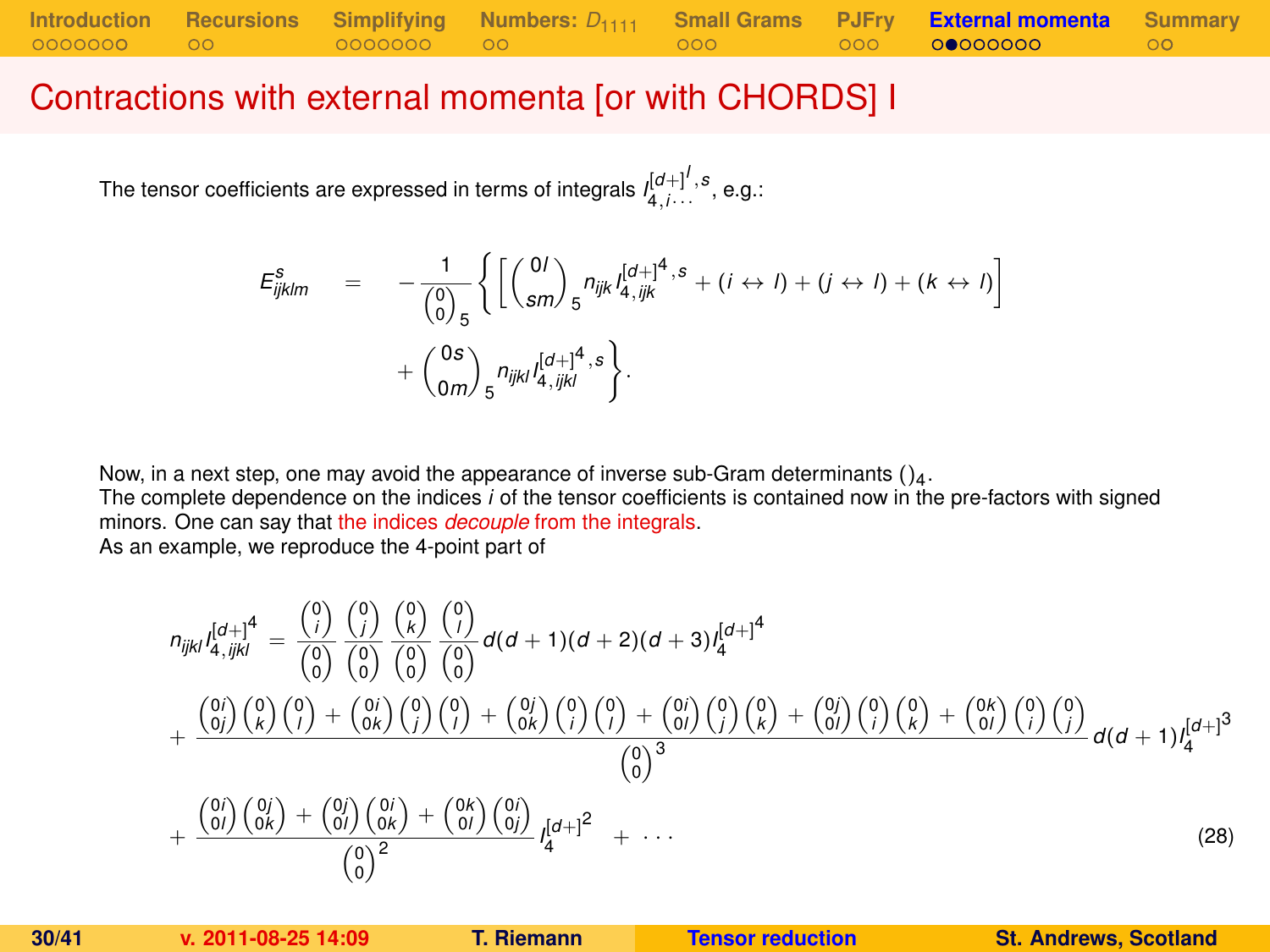# Contractions with external momenta [or with CHORDS] I

The tensor coefficients are expressed in terms of integrals $I_{4,i\cdots}^{[d+]^l,s}$, e.g.:

$$
E^s_{ijklm} = -\frac{1}{\binom{0}{0}_5}\left\{\left[\binom{0l}{sm}_5 n_{ijk} I_{4,ijk}^{[d+]^4,s} + (i \leftrightarrow l) + (j \leftrightarrow l) + (k \leftrightarrow l)\right] + \binom{0s}{0m}_5 n_{ijkl} I_{4,ijkl}^{[d+]^4,s}\right\}.
$$

Now, in a next step, one may avoid the appearance of inverse sub-Gram determinants $()_4$.
The complete dependence on the indices $i$ of the tensor coefficients is contained now in the pre-factors with signed minors. One can say that the indices *decouple* from the integrals.
As an example, we reproduce the 4-point part of

$$
\begin{aligned}
n_{ijkl} I_{4,ijkl}^{[d+]^4} &= \frac{\binom{0}{i}}{\binom{0}{0}}\frac{\binom{0}{j}}{\binom{0}{0}}\frac{\binom{0}{k}}{\binom{0}{0}}\frac{\binom{0}{l}}{\binom{0}{0}} d(d+1)(d+2)(d+3) I_4^{[d+]^4} \\
&+ \frac{\binom{0i}{0j}\binom{0}{k}\binom{0}{l} + \binom{0i}{0k}\binom{0}{j}\binom{0}{l} + \binom{0j}{0k}\binom{0}{i}\binom{0}{l} + \binom{0i}{0l}\binom{0}{j}\binom{0}{k} + \binom{0j}{0l}\binom{0}{i}\binom{0}{k} + \binom{0k}{0l}\binom{0}{i}\binom{0}{j}}{\binom{0}{0}^3} d(d+1) I_4^{[d+]^3} \\
&+ \frac{\binom{0i}{0l}\binom{0j}{0k} + \binom{0j}{0l}\binom{0i}{0k} + \binom{0k}{0l}\binom{0i}{0j}}{\binom{0}{0}^2} I_4^{[d+]^2} + \cdots
\end{aligned}
\tag{28}
$$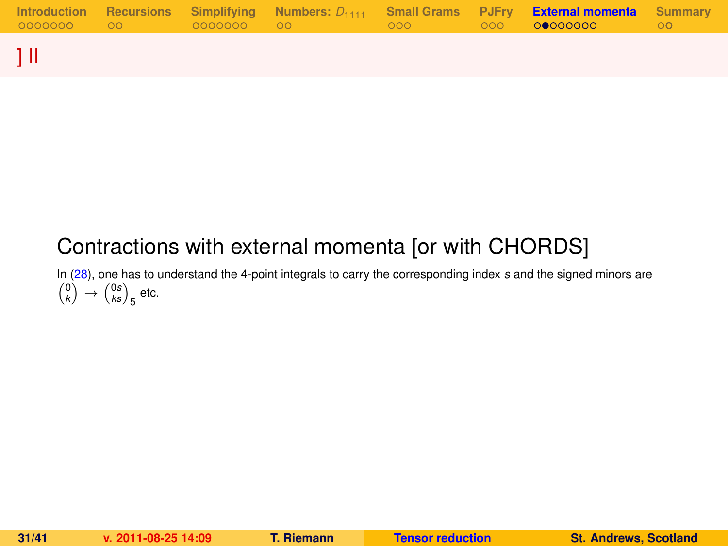# ] II

## Contractions with external momenta [or with CHORDS]

In (28), one has to understand the 4-point integrals to carry the corresponding index $s$ and the signed minors are $\binom{0}{k} \to \binom{0s}{ks}_5$ etc.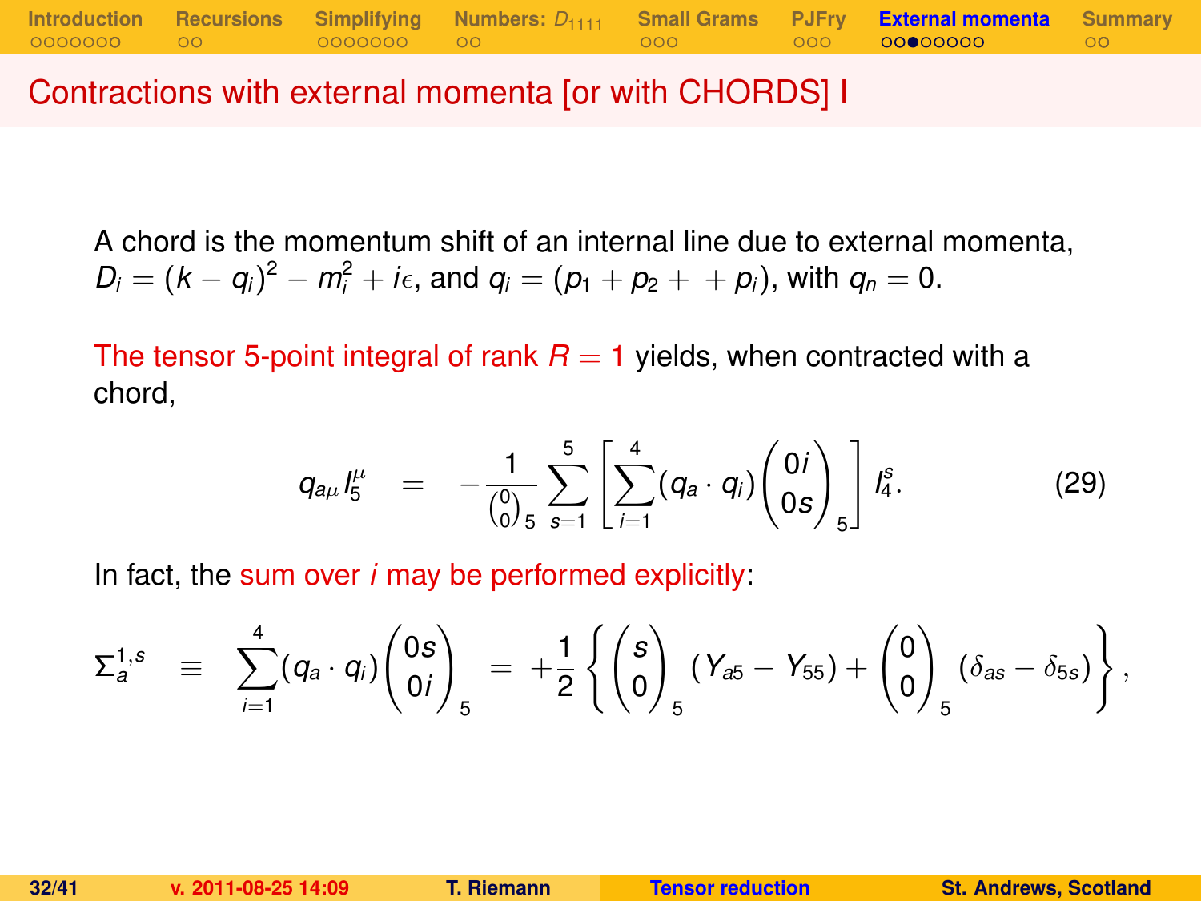## Contractions with external momenta [or with CHORDS] I

A chord is the momentum shift of an internal line due to external momenta, $D_i = (k - q_i)^2 - m_i^2 + i\epsilon$, and $q_i = (p_1 + p_2 + \; + p_i)$, with $q_n = 0$.

The tensor 5-point integral of rank $R = 1$ yields, when contracted with a chord,

$$q_{a\mu} I_5^{\mu} \quad = \quad -\frac{1}{\binom{0}{0}_5} \sum_{s=1}^{5} \left[ \sum_{i=1}^{4} (q_a \cdot q_i) \binom{0i}{0s}_5 \right] I_4^s. \tag{29}$$

In fact, the sum over $i$ may be performed explicitly:

$$\Sigma_a^{1,s} \quad \equiv \quad \sum_{i=1}^{4} (q_a \cdot q_i) \binom{0s}{0i}_5 \;=\; +\frac{1}{2} \left\{ \binom{s}{0}_5 (Y_{a5} - Y_{55}) + \binom{0}{0}_5 (\delta_{as} - \delta_{5s}) \right\},$$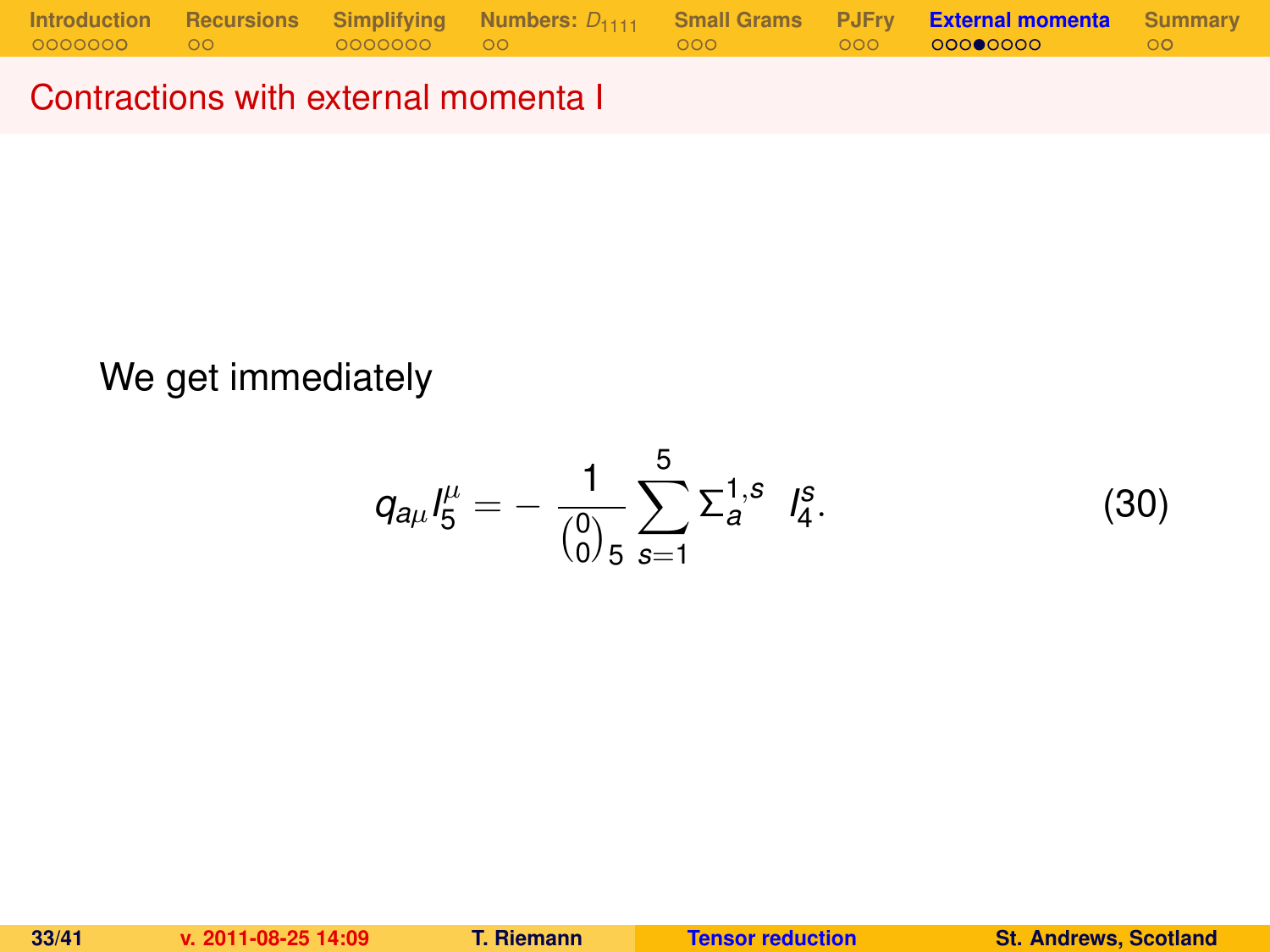## Contractions with external momenta I

We get immediately

$$q_{a\mu} I_5^{\mu} = -\frac{1}{\binom{0}{0}_5} \sum_{s=1}^{5} \Sigma_a^{1,s} \quad I_4^s. \tag{30}$$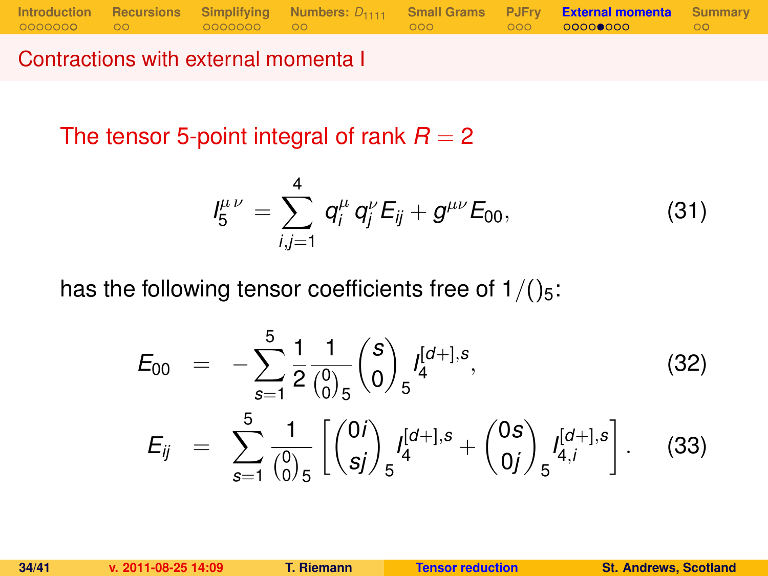## Contractions with external momenta I

The tensor 5-point integral of rank $R = 2$

$$I_5^{\mu\,\nu} = \sum_{i,j=1}^{4} q_i^{\mu}\, q_j^{\nu} E_{ij} + g^{\mu\nu} E_{00}, \tag{31}$$

has the following tensor coefficients free of $1/()_5$:

$$E_{00} = -\sum_{s=1}^{5} \frac{1}{2} \frac{1}{\binom{0}{0}_5} \binom{s}{0}_5 I_4^{[d+],s}, \tag{32}$$

$$E_{ij} = \sum_{s=1}^{5} \frac{1}{\binom{0}{0}_5} \left[ \binom{0i}{sj}_5 I_4^{[d+],s} + \binom{0s}{0j}_5 I_{4,i}^{[d+],s} \right]. \tag{33}$$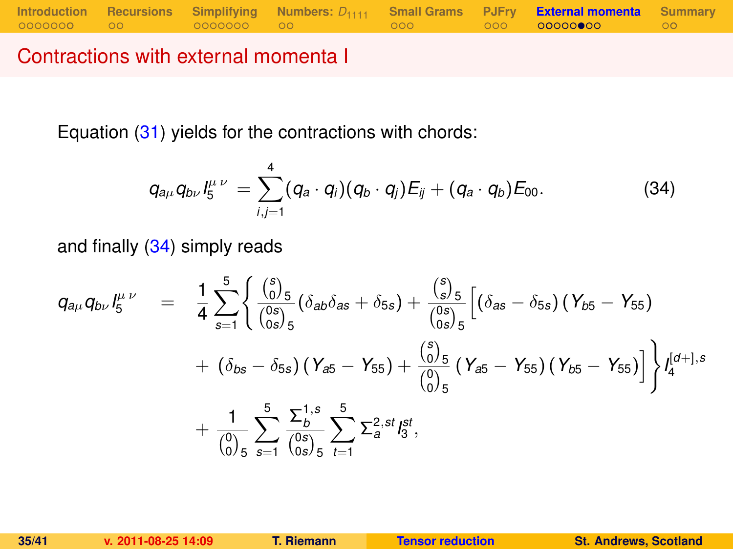## Contractions with external momenta I

Equation (31) yields for the contractions with chords:

$$q_{a\mu} q_{b\nu} I_5^{\mu\,\nu} = \sum_{i,j=1}^{4} (q_a \cdot q_i)(q_b \cdot q_j) E_{ij} + (q_a \cdot q_b) E_{00}. \qquad (34)$$

and finally (34) simply reads

$$\begin{aligned} q_{a\mu} q_{b\nu} I_5^{\mu\,\nu} \quad = \quad & \frac{1}{4} \sum_{s=1}^{5} \left\{ \frac{\binom{s}{0}_5}{\binom{0s}{0s}_5} \left( \delta_{ab} \delta_{as} + \delta_{5s} \right) + \frac{\binom{s}{s}_5}{\binom{0s}{0s}_5} \Big[ \left( \delta_{as} - \delta_{5s} \right) \left( Y_{b5} - Y_{55} \right) \right. \\ & \left. + \left( \delta_{bs} - \delta_{5s} \right) \left( Y_{a5} - Y_{55} \right) + \frac{\binom{s}{0}_5}{\binom{0}{0}_5} \left( Y_{a5} - Y_{55} \right) \left( Y_{b5} - Y_{55} \right) \Big] \right\} I_4^{[d+],s} \\ & + \frac{1}{\binom{0}{0}_5} \sum_{s=1}^{5} \frac{\Sigma_b^{1,s}}{\binom{0s}{0s}_5} \sum_{t=1}^{5} \Sigma_a^{2,st} I_3^{st}, \end{aligned}$$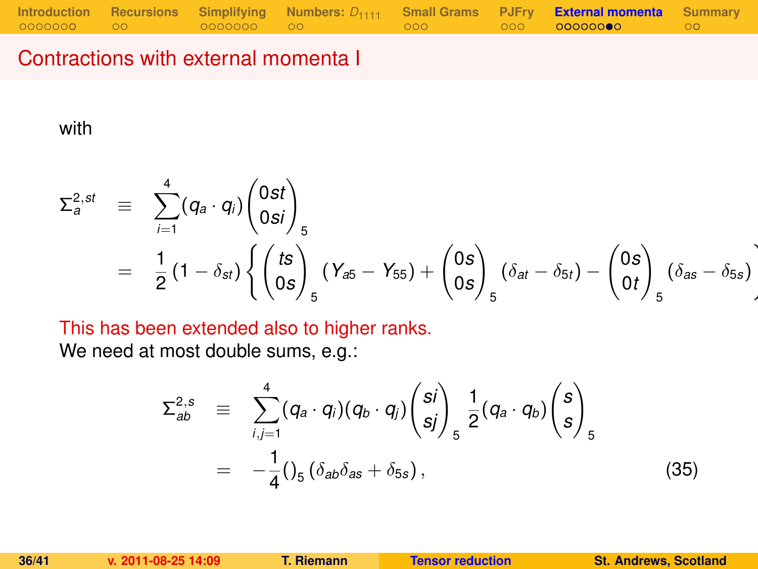## Contractions with external momenta I

with

$$
\begin{aligned}
\Sigma_a^{2,st} &\equiv \sum_{i=1}^{4} (q_a \cdot q_i) \begin{pmatrix} 0st \\ 0si \end{pmatrix}_5 \\
&= \frac{1}{2}\left(1 - \delta_{st}\right) \left\{ \begin{pmatrix} ts \\ 0s \end{pmatrix}_5 \left(Y_{a5} - Y_{55}\right) + \begin{pmatrix} 0s \\ 0s \end{pmatrix}_5 \left(\delta_{at} - \delta_{5t}\right) - \begin{pmatrix} 0s \\ 0t \end{pmatrix}_5 \left(\delta_{as} - \delta_{5s}\right) \right.
\end{aligned}
$$

This has been extended also to higher ranks.
We need at most double sums, e.g.:

$$
\begin{aligned}
\Sigma_{ab}^{2,s} &\equiv \sum_{i,j=1}^{4} (q_a \cdot q_i)(q_b \cdot q_j) \begin{pmatrix} si \\ sj \end{pmatrix}_5 \frac{1}{2}(q_a \cdot q_b) \begin{pmatrix} s \\ s \end{pmatrix}_5 \\
&= -\frac{1}{4} ()_5 \left(\delta_{ab}\delta_{as} + \delta_{5s}\right), \qquad (35)
\end{aligned}
$$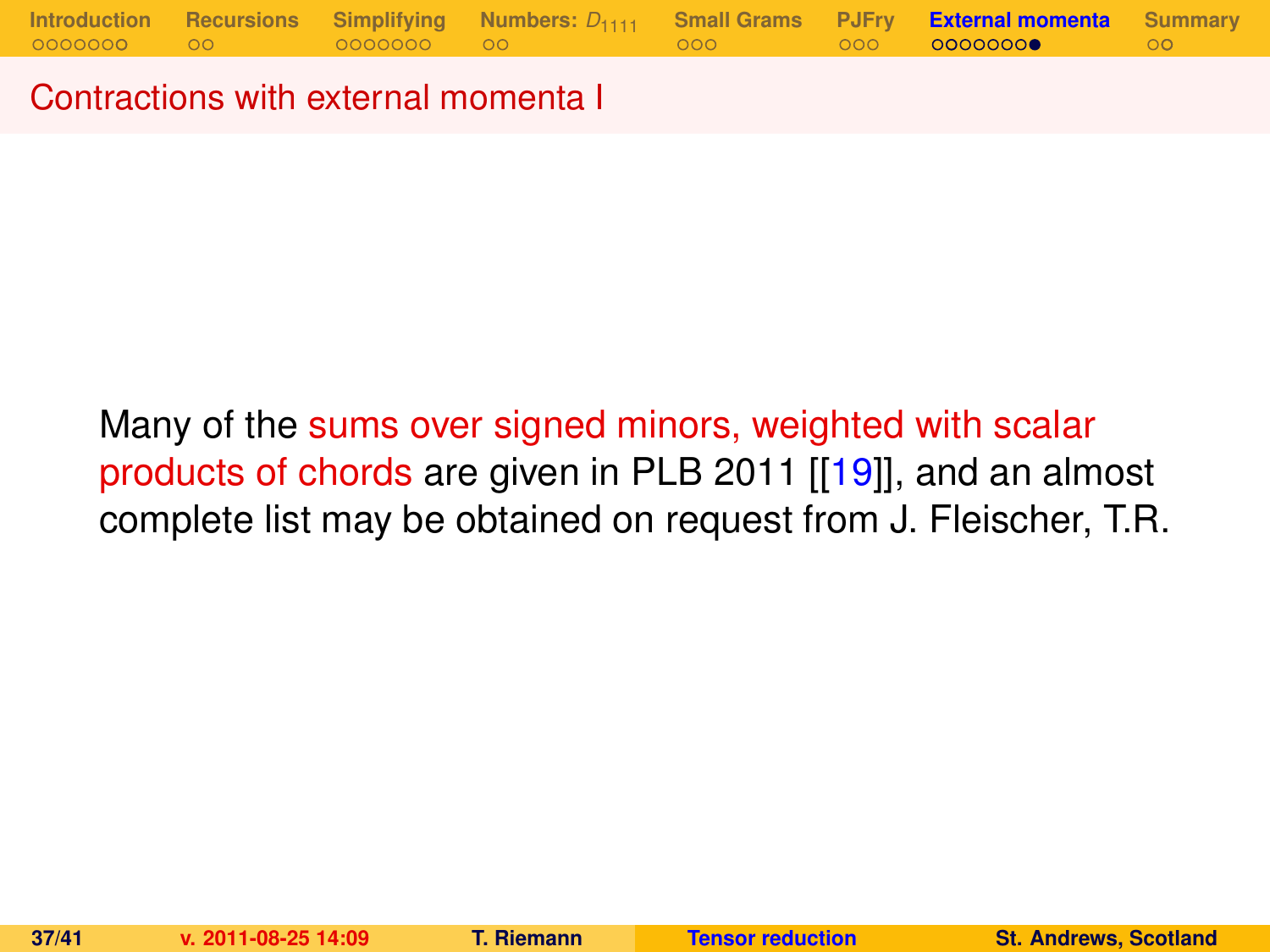## Contractions with external momenta I

Many of the sums over signed minors, weighted with scalar products of chords are given in PLB 2011 [[19]], and an almost complete list may be obtained on request from J. Fleischer, T.R.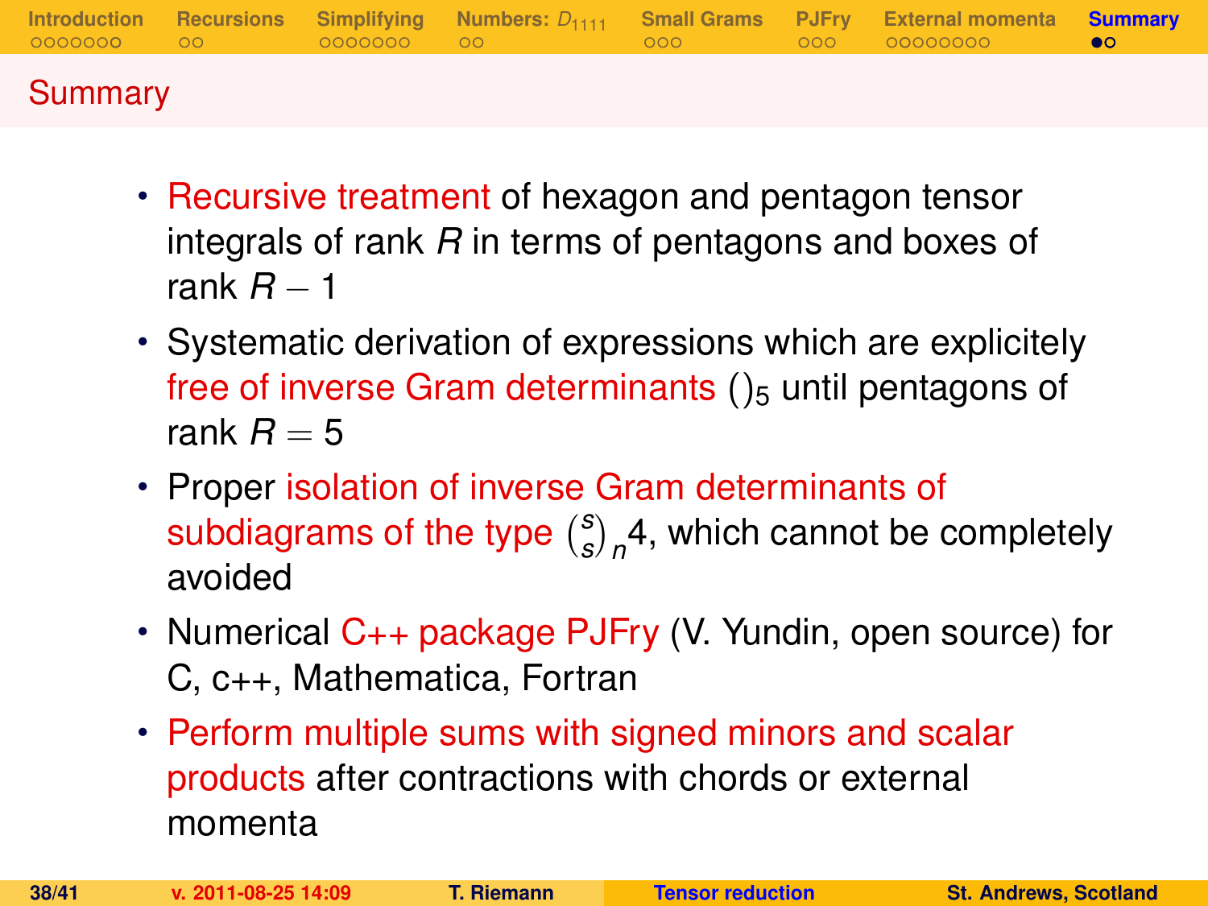## Summary

- Recursive treatment of hexagon and pentagon tensor integrals of rank $R$ in terms of pentagons and boxes of rank $R-1$
- Systematic derivation of expressions which are explicitely free of inverse Gram determinants $()_5$ until pentagons of rank $R=5$
- Proper isolation of inverse Gram determinants of subdiagrams of the type $\binom{s}{s}_n 4$, which cannot be completely avoided
- Numerical C++ package PJFry (V. Yundin, open source) for C, c++, Mathematica, Fortran
- Perform multiple sums with signed minors and scalar products after contractions with chords or external momenta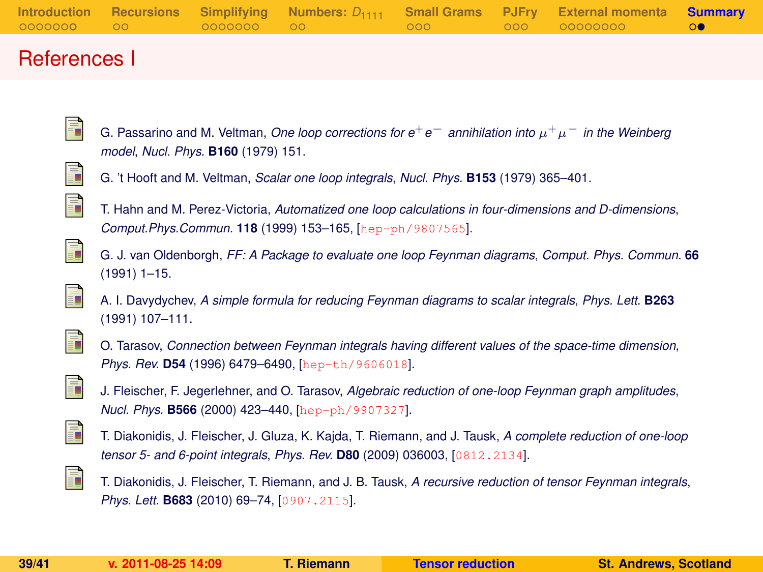# References I

- G. Passarino and M. Veltman, *One loop corrections for $e^+e^-$ annihilation into $\mu^+\mu^-$ in the Weinberg model*, *Nucl. Phys.* **B160** (1979) 151.
- G. 't Hooft and M. Veltman, *Scalar one loop integrals*, *Nucl. Phys.* **B153** (1979) 365–401.
- T. Hahn and M. Perez-Victoria, *Automatized one loop calculations in four-dimensions and D-dimensions*, *Comput.Phys.Commun.* **118** (1999) 153–165, [hep-ph/9807565].
- G. J. van Oldenborgh, *FF: A Package to evaluate one loop Feynman diagrams*, *Comput. Phys. Commun.* **66** (1991) 1–15.
- A. I. Davydychev, *A simple formula for reducing Feynman diagrams to scalar integrals*, *Phys. Lett.* **B263** (1991) 107–111.
- O. Tarasov, *Connection between Feynman integrals having different values of the space-time dimension*, *Phys. Rev.* **D54** (1996) 6479–6490, [hep-th/9606018].
- J. Fleischer, F. Jegerlehner, and O. Tarasov, *Algebraic reduction of one-loop Feynman graph amplitudes*, *Nucl. Phys.* **B566** (2000) 423–440, [hep-ph/9907327].
- T. Diakonidis, J. Fleischer, J. Gluza, K. Kajda, T. Riemann, and J. Tausk, *A complete reduction of one-loop tensor 5- and 6-point integrals*, *Phys. Rev.* **D80** (2009) 036003, [0812.2134].
- T. Diakonidis, J. Fleischer, T. Riemann, and J. B. Tausk, *A recursive reduction of tensor Feynman integrals*, *Phys. Lett.* **B683** (2010) 69–74, [0907.2115].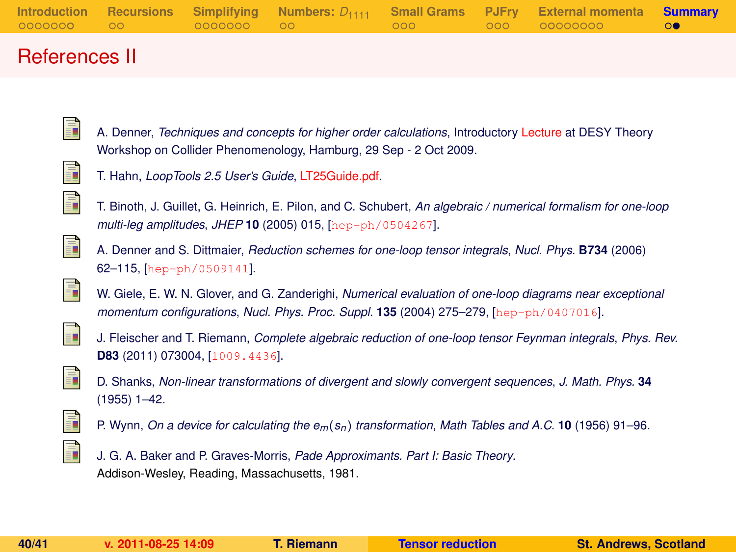# References II

- A. Denner, *Techniques and concepts for higher order calculations*, Introductory Lecture at DESY Theory Workshop on Collider Phenomenology, Hamburg, 29 Sep - 2 Oct 2009.
- T. Hahn, *LoopTools 2.5 User's Guide*, LT25Guide.pdf.
- T. Binoth, J. Guillet, G. Heinrich, E. Pilon, and C. Schubert, *An algebraic / numerical formalism for one-loop multi-leg amplitudes*, *JHEP* **10** (2005) 015, [hep-ph/0504267].
- A. Denner and S. Dittmaier, *Reduction schemes for one-loop tensor integrals*, *Nucl. Phys.* **B734** (2006) 62–115, [hep-ph/0509141].
- W. Giele, E. W. N. Glover, and G. Zanderighi, *Numerical evaluation of one-loop diagrams near exceptional momentum configurations*, *Nucl. Phys. Proc. Suppl.* **135** (2004) 275–279, [hep-ph/0407016].
- J. Fleischer and T. Riemann, *Complete algebraic reduction of one-loop tensor Feynman integrals*, *Phys. Rev.* **D83** (2011) 073004, [1009.4436].
- D. Shanks, *Non-linear transformations of divergent and slowly convergent sequences*, *J. Math. Phys.* **34** (1955) 1–42.
- P. Wynn, *On a device for calculating the $e_m(s_n)$ transformation*, *Math Tables and A.C.* **10** (1956) 91–96.
- J. G. A. Baker and P. Graves-Morris, *Pade Approximants. Part I: Basic Theory*. Addison-Wesley, Reading, Massachusetts, 1981.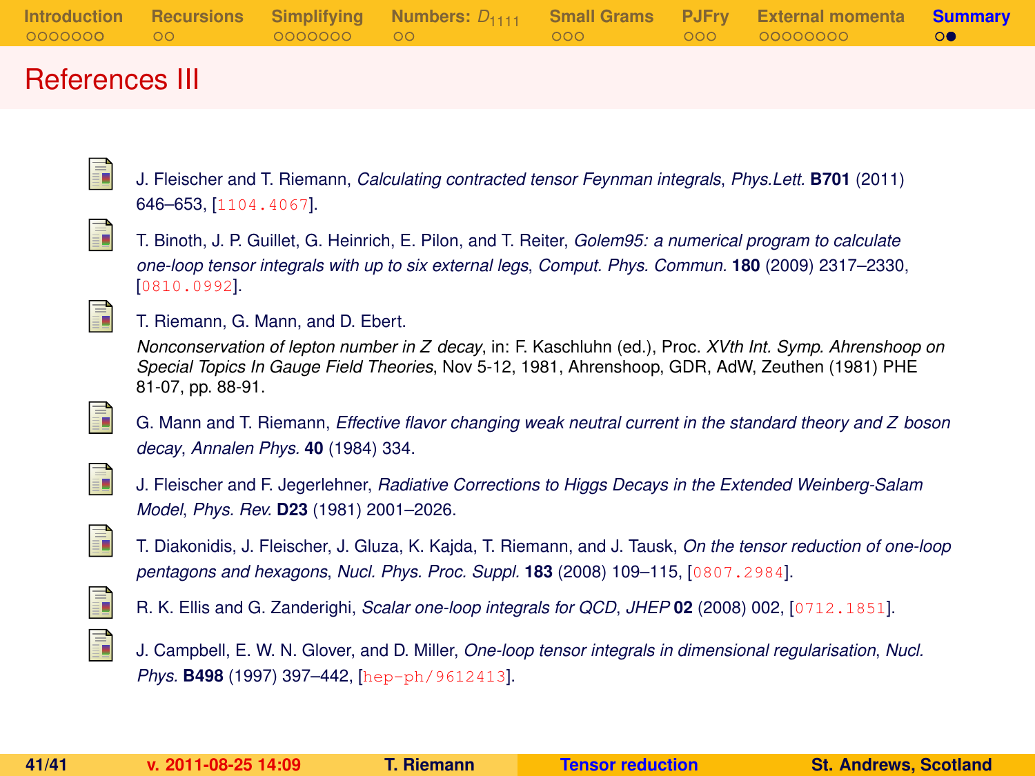## References III

- J. Fleischer and T. Riemann, *Calculating contracted tensor Feynman integrals*, *Phys.Lett.* **B701** (2011) 646–653, [1104.4067].

- T. Binoth, J. P. Guillet, G. Heinrich, E. Pilon, and T. Reiter, *Golem95: a numerical program to calculate one-loop tensor integrals with up to six external legs*, *Comput. Phys. Commun.* **180** (2009) 2317–2330, [0810.0992].

- T. Riemann, G. Mann, and D. Ebert. *Nonconservation of lepton number in Z decay*, in: F. Kaschluhn (ed.), Proc. *XVth Int. Symp. Ahrenshoop on Special Topics In Gauge Field Theories*, Nov 5-12, 1981, Ahrenshoop, GDR, AdW, Zeuthen (1981) PHE 81-07, pp. 88-91.

- G. Mann and T. Riemann, *Effective flavor changing weak neutral current in the standard theory and Z boson decay*, *Annalen Phys.* **40** (1984) 334.

- J. Fleischer and F. Jegerlehner, *Radiative Corrections to Higgs Decays in the Extended Weinberg-Salam Model*, *Phys. Rev.* **D23** (1981) 2001–2026.

- T. Diakonidis, J. Fleischer, J. Gluza, K. Kajda, T. Riemann, and J. Tausk, *On the tensor reduction of one-loop pentagons and hexagons*, *Nucl. Phys. Proc. Suppl.* **183** (2008) 109–115, [0807.2984].

- R. K. Ellis and G. Zanderighi, *Scalar one-loop integrals for QCD*, *JHEP* **02** (2008) 002, [0712.1851].

- J. Campbell, E. W. N. Glover, and D. Miller, *One-loop tensor integrals in dimensional regularisation*, *Nucl. Phys.* **B498** (1997) 397–442, [hep-ph/9612413].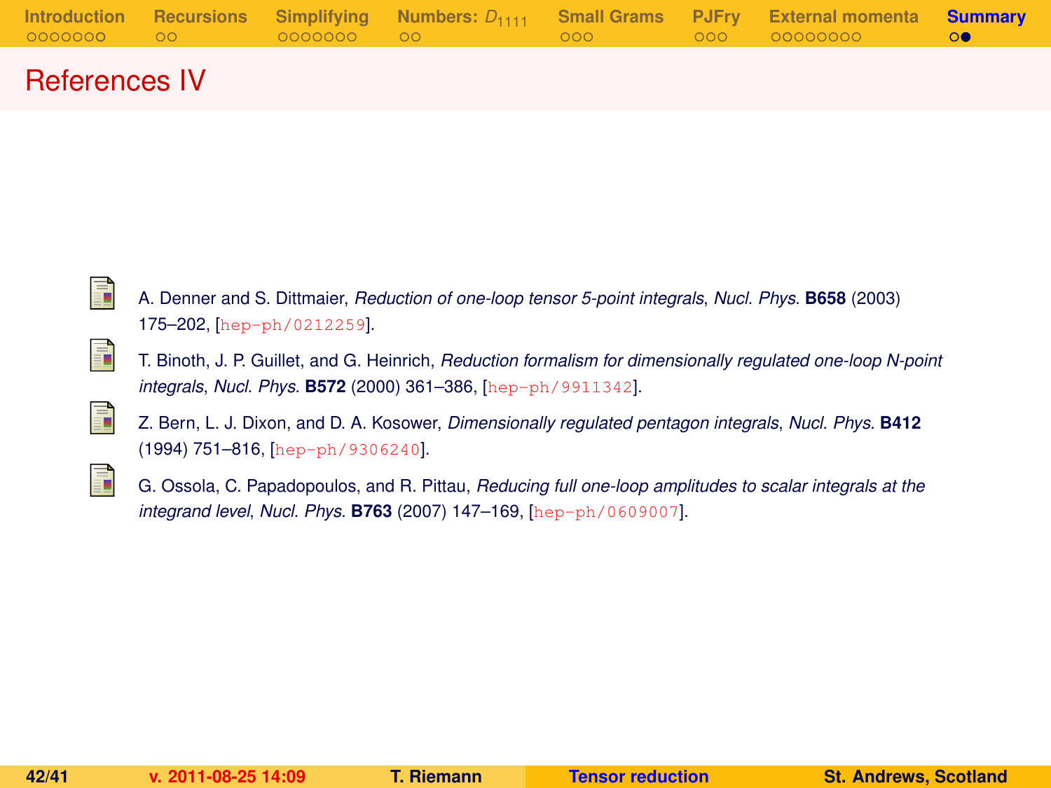## References IV

- A. Denner and S. Dittmaier, *Reduction of one-loop tensor 5-point integrals*, *Nucl. Phys.* **B658** (2003) 175–202, [hep-ph/0212259].
- T. Binoth, J. P. Guillet, and G. Heinrich, *Reduction formalism for dimensionally regulated one-loop N-point integrals*, *Nucl. Phys.* **B572** (2000) 361–386, [hep-ph/9911342].
- Z. Bern, L. J. Dixon, and D. A. Kosower, *Dimensionally regulated pentagon integrals*, *Nucl. Phys.* **B412** (1994) 751–816, [hep-ph/9306240].
- G. Ossola, C. Papadopoulos, and R. Pittau, *Reducing full one-loop amplitudes to scalar integrals at the integrand level*, *Nucl. Phys.* **B763** (2007) 147–169, [hep-ph/0609007].